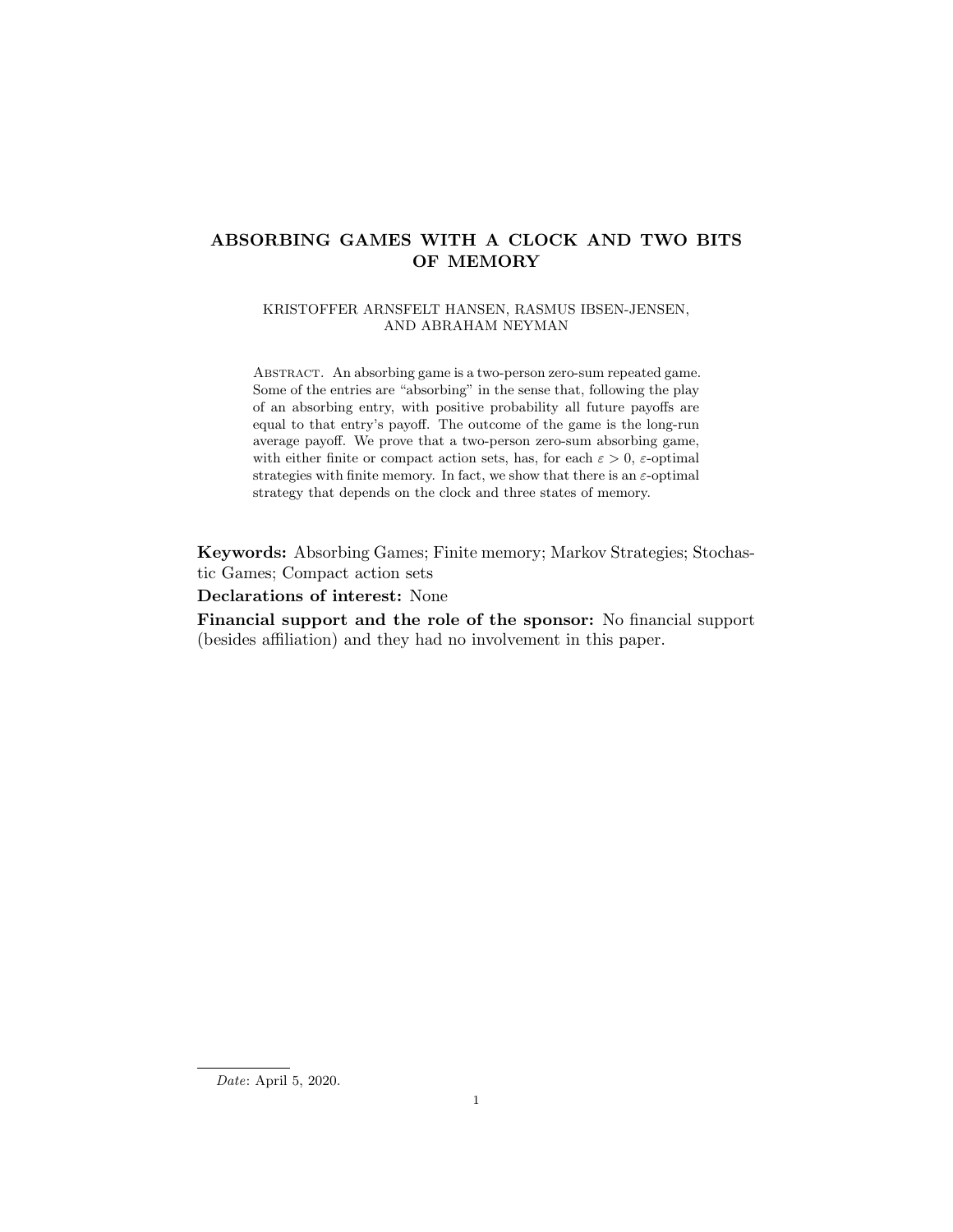# ABSORBING GAMES WITH A CLOCK AND TWO BITS OF MEMORY

KRISTOFFER ARNSFELT HANSEN, RASMUS IBSEN-JENSEN, AND ABRAHAM NEYMAN

Abstract. An absorbing game is a two-person zero-sum repeated game. Some of the entries are "absorbing" in the sense that, following the play of an absorbing entry, with positive probability all future payoffs are equal to that entry's payoff. The outcome of the game is the long-run average payoff. We prove that a two-person zero-sum absorbing game, with either finite or compact action sets, has, for each $\varepsilon > 0$, $\varepsilon$-optimal strategies with finite memory. In fact, we show that there is an $\varepsilon$-optimal strategy that depends on the clock and three states of memory.

**Keywords:** Absorbing Games; Finite memory; Markov Strategies; Stochastic Games; Compact action sets

**Declarations of interest:** None

**Financial support and the role of the sponsor:** No financial support (besides affiliation) and they had no involvement in this paper.

*Date*: April 5, 2020.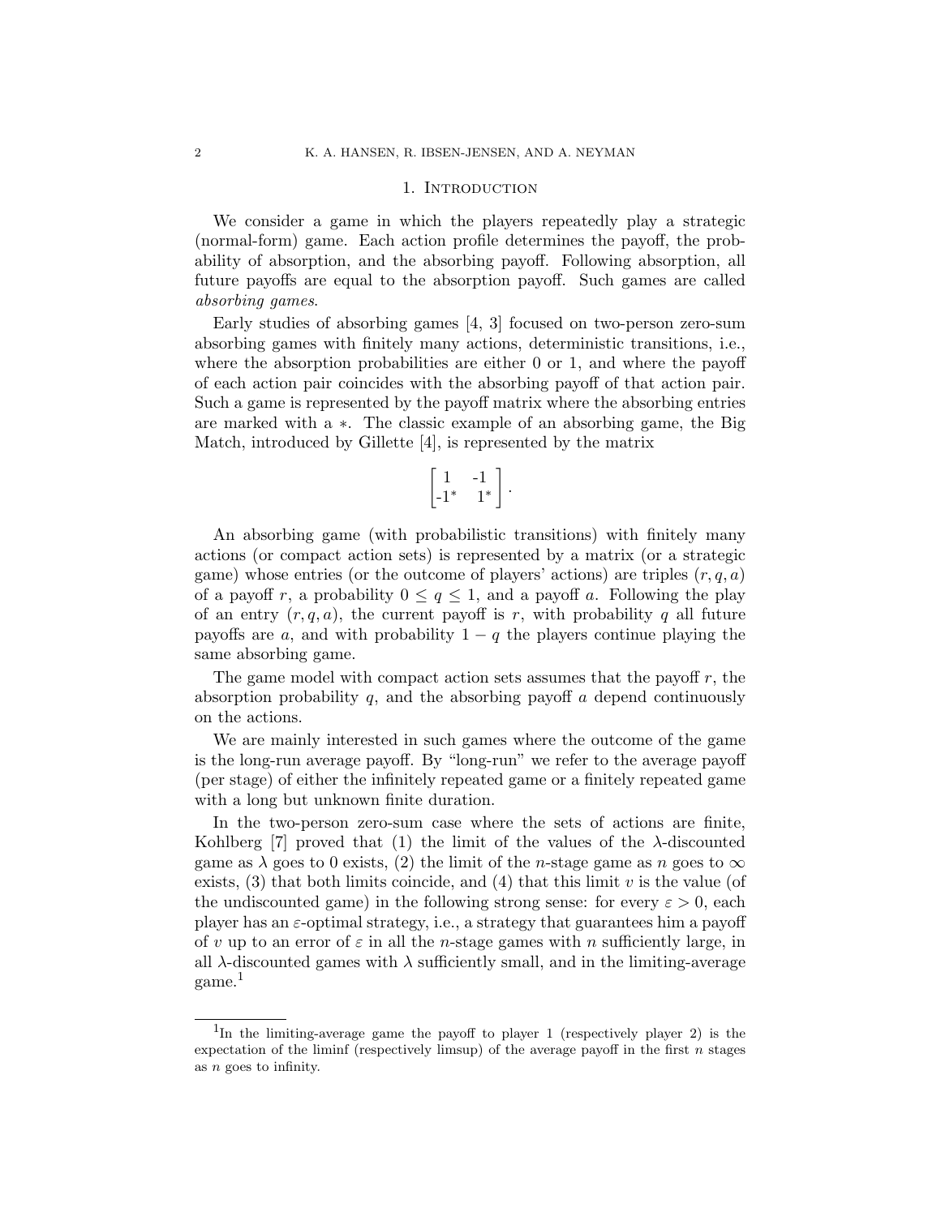## 1. Introduction

We consider a game in which the players repeatedly play a strategic (normal-form) game. Each action profile determines the payoff, the probability of absorption, and the absorbing payoff. Following absorption, all future payoffs are equal to the absorption payoff. Such games are called *absorbing games*.

Early studies of absorbing games [4, 3] focused on two-person zero-sum absorbing games with finitely many actions, deterministic transitions, i.e., where the absorption probabilities are either 0 or 1, and where the payoff of each action pair coincides with the absorbing payoff of that action pair. Such a game is represented by the payoff matrix where the absorbing entries are marked with a $*$. The classic example of an absorbing game, the Big Match, introduced by Gillette [4], is represented by the matrix

$$\begin{bmatrix} 1 & \text{-}1 \\ \text{-}1^* & 1^* \end{bmatrix}.$$

An absorbing game (with probabilistic transitions) with finitely many actions (or compact action sets) is represented by a matrix (or a strategic game) whose entries (or the outcome of players' actions) are triples $(r, q, a)$ of a payoff $r$, a probability $0 \leq q \leq 1$, and a payoff $a$. Following the play of an entry $(r, q, a)$, the current payoff is $r$, with probability $q$ all future payoffs are $a$, and with probability $1 - q$ the players continue playing the same absorbing game.

The game model with compact action sets assumes that the payoff $r$, the absorption probability $q$, and the absorbing payoff $a$ depend continuously on the actions.

We are mainly interested in such games where the outcome of the game is the long-run average payoff. By "long-run" we refer to the average payoff (per stage) of either the infinitely repeated game or a finitely repeated game with a long but unknown finite duration.

In the two-person zero-sum case where the sets of actions are finite, Kohlberg [7] proved that (1) the limit of the values of the $\lambda$-discounted game as $\lambda$ goes to 0 exists, (2) the limit of the $n$-stage game as $n$ goes to $\infty$ exists, (3) that both limits coincide, and (4) that this limit $v$ is the value (of the undiscounted game) in the following strong sense: for every $\varepsilon > 0$, each player has an $\varepsilon$-optimal strategy, i.e., a strategy that guarantees him a payoff of $v$ up to an error of $\varepsilon$ in all the $n$-stage games with $n$ sufficiently large, in all $\lambda$-discounted games with $\lambda$ sufficiently small, and in the limiting-average game.[1]

---

[1] In the limiting-average game the payoff to player 1 (respectively player 2) is the expectation of the liminf (respectively limsup) of the average payoff in the first $n$ stages as $n$ goes to infinity.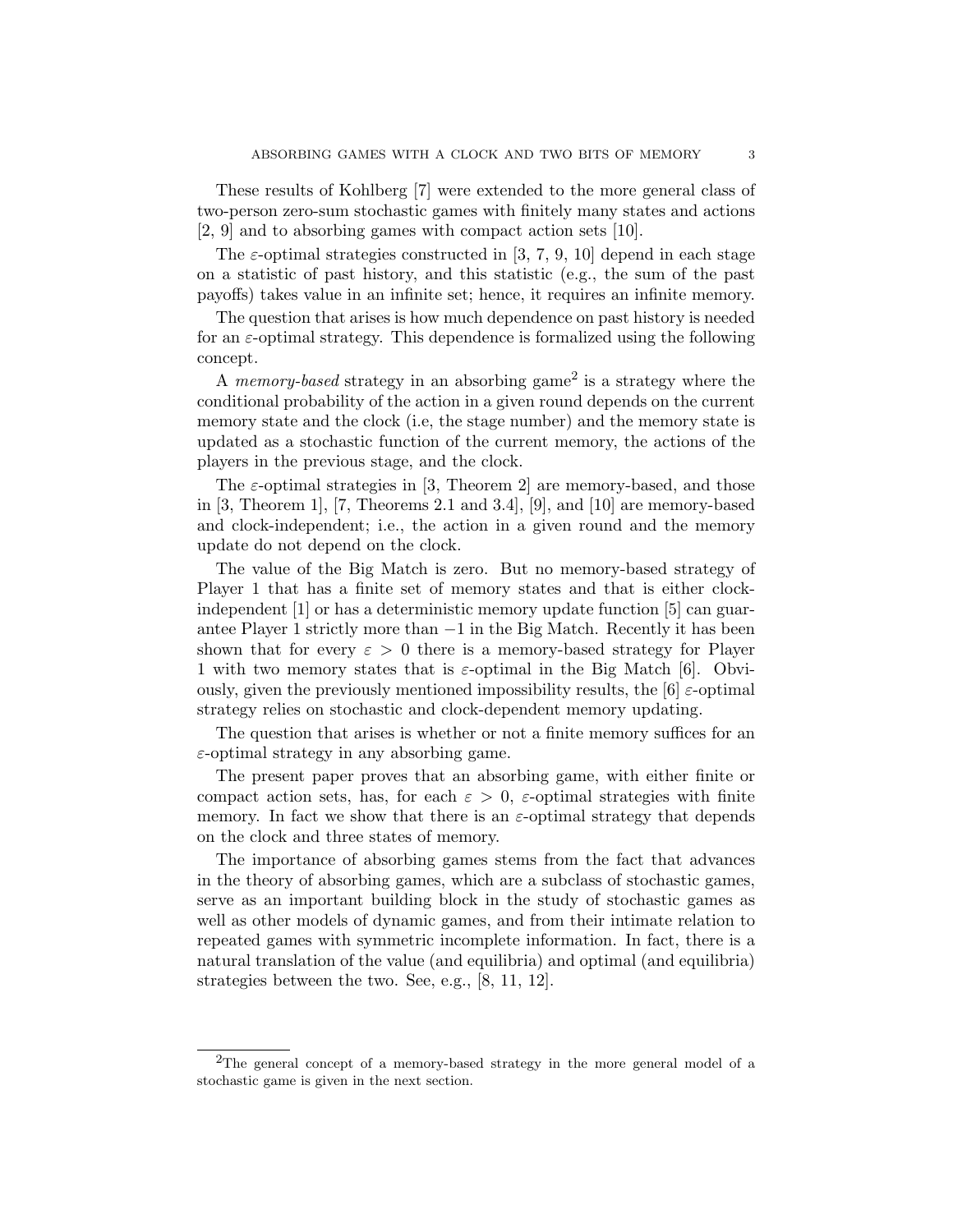These results of Kohlberg [7] were extended to the more general class of two-person zero-sum stochastic games with finitely many states and actions [2, 9] and to absorbing games with compact action sets [10].

The $\varepsilon$-optimal strategies constructed in [3, 7, 9, 10] depend in each stage on a statistic of past history, and this statistic (e.g., the sum of the past payoffs) takes value in an infinite set; hence, it requires an infinite memory.

The question that arises is how much dependence on past history is needed for an $\varepsilon$-optimal strategy. This dependence is formalized using the following concept.

A *memory-based* strategy in an absorbing game[2] is a strategy where the conditional probability of the action in a given round depends on the current memory state and the clock (i.e, the stage number) and the memory state is updated as a stochastic function of the current memory, the actions of the players in the previous stage, and the clock.

The $\varepsilon$-optimal strategies in [3, Theorem 2] are memory-based, and those in [3, Theorem 1], [7, Theorems 2.1 and 3.4], [9], and [10] are memory-based and clock-independent; i.e., the action in a given round and the memory update do not depend on the clock.

The value of the Big Match is zero. But no memory-based strategy of Player 1 that has a finite set of memory states and that is either clock-independent [1] or has a deterministic memory update function [5] can guarantee Player 1 strictly more than $-1$ in the Big Match. Recently it has been shown that for every $\varepsilon > 0$ there is a memory-based strategy for Player 1 with two memory states that is $\varepsilon$-optimal in the Big Match [6]. Obviously, given the previously mentioned impossibility results, the [6] $\varepsilon$-optimal strategy relies on stochastic and clock-dependent memory updating.

The question that arises is whether or not a finite memory suffices for an $\varepsilon$-optimal strategy in any absorbing game.

The present paper proves that an absorbing game, with either finite or compact action sets, has, for each $\varepsilon > 0$, $\varepsilon$-optimal strategies with finite memory. In fact we show that there is an $\varepsilon$-optimal strategy that depends on the clock and three states of memory.

The importance of absorbing games stems from the fact that advances in the theory of absorbing games, which are a subclass of stochastic games, serve as an important building block in the study of stochastic games as well as other models of dynamic games, and from their intimate relation to repeated games with symmetric incomplete information. In fact, there is a natural translation of the value (and equilibria) and optimal (and equilibria) strategies between the two. See, e.g., [8, 11, 12].

[2]The general concept of a memory-based strategy in the more general model of a stochastic game is given in the next section.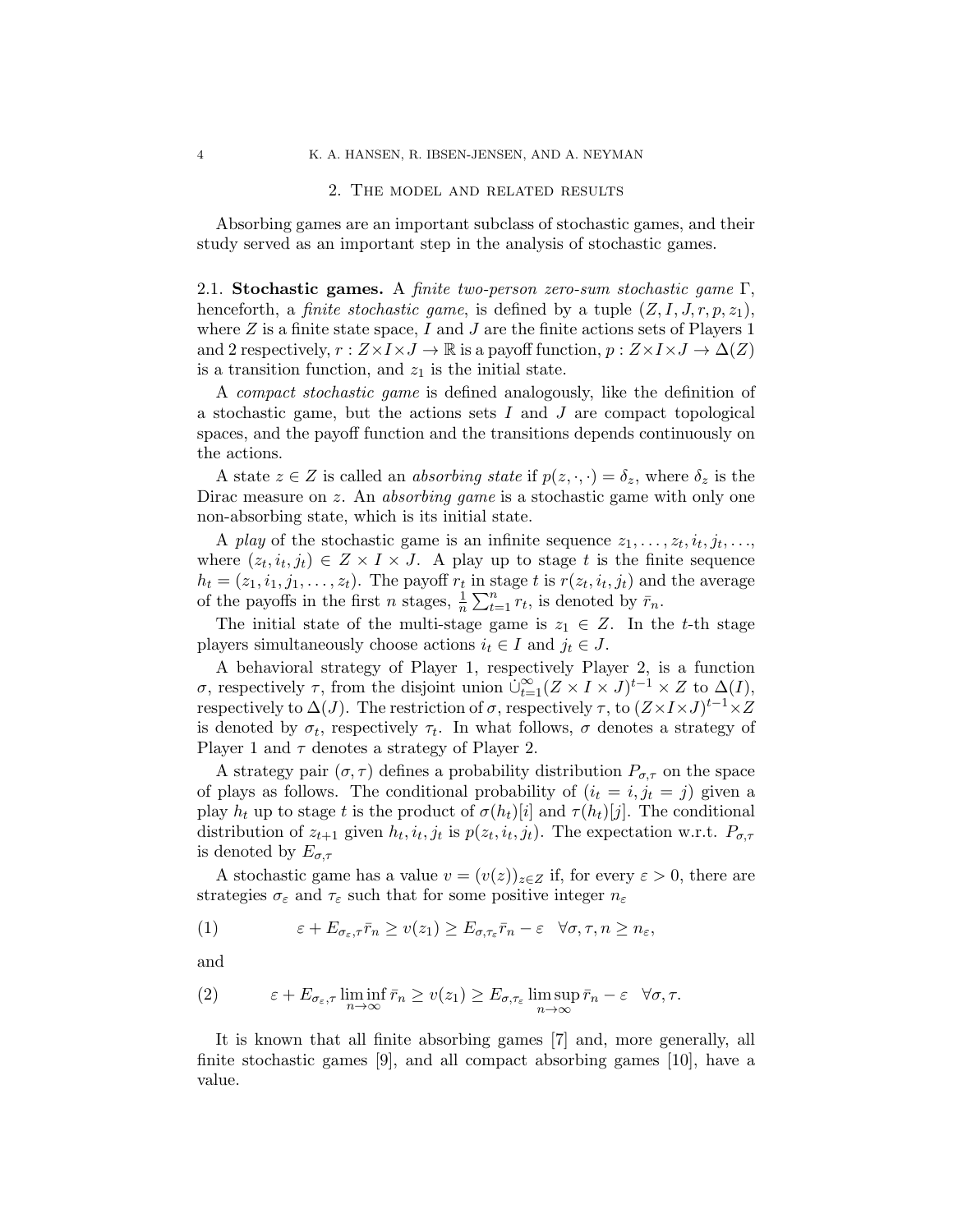## 2. The model and related results

Absorbing games are an important subclass of stochastic games, and their study served as an important step in the analysis of stochastic games.

### 2.1. Stochastic games.

A *finite two-person zero-sum stochastic game* $\Gamma$, henceforth, a *finite stochastic game*, is defined by a tuple $(Z, I, J, r, p, z_1)$, where $Z$ is a finite state space, $I$ and $J$ are the finite actions sets of Players 1 and 2 respectively, $r : Z \times I \times J \to \mathbb{R}$ is a payoff function, $p : Z \times I \times J \to \Delta(Z)$ is a transition function, and $z_1$ is the initial state.

A *compact stochastic game* is defined analogously, like the definition of a stochastic game, but the actions sets $I$ and $J$ are compact topological spaces, and the payoff function and the transitions depends continuously on the actions.

A state $z \in Z$ is called an *absorbing state* if $p(z, \cdot, \cdot) = \delta_z$, where $\delta_z$ is the Dirac measure on $z$. An *absorbing game* is a stochastic game with only one non-absorbing state, which is its initial state.

A *play* of the stochastic game is an infinite sequence $z_1, \ldots, z_t, i_t, j_t, \ldots$, where $(z_t, i_t, j_t) \in Z \times I \times J$. A play up to stage $t$ is the finite sequence $h_t = (z_1, i_1, j_1, \ldots, z_t)$. The payoff $r_t$ in stage $t$ is $r(z_t, i_t, j_t)$ and the average of the payoffs in the first $n$ stages, $\frac{1}{n}\sum_{t=1}^{n} r_t$, is denoted by $\bar{r}_n$.

The initial state of the multi-stage game is $z_1 \in Z$. In the $t$-th stage players simultaneously choose actions $i_t \in I$ and $j_t \in J$.

A behavioral strategy of Player 1, respectively Player 2, is a function $\sigma$, respectively $\tau$, from the disjoint union $\dot{\cup}_{t=1}^{\infty}(Z \times I \times J)^{t-1} \times Z$ to $\Delta(I)$, respectively to $\Delta(J)$. The restriction of $\sigma$, respectively $\tau$, to $(Z \times I \times J)^{t-1} \times Z$ is denoted by $\sigma_t$, respectively $\tau_t$. In what follows, $\sigma$ denotes a strategy of Player 1 and $\tau$ denotes a strategy of Player 2.

A strategy pair $(\sigma, \tau)$ defines a probability distribution $P_{\sigma,\tau}$ on the space of plays as follows. The conditional probability of $(i_t = i, j_t = j)$ given a play $h_t$ up to stage $t$ is the product of $\sigma(h_t)[i]$ and $\tau(h_t)[j]$. The conditional distribution of $z_{t+1}$ given $h_t, i_t, j_t$ is $p(z_t, i_t, j_t)$. The expectation w.r.t. $P_{\sigma,\tau}$ is denoted by $E_{\sigma,\tau}$

A stochastic game has a value $v = (v(z))_{z \in Z}$ if, for every $\varepsilon > 0$, there are strategies $\sigma_\varepsilon$ and $\tau_\varepsilon$ such that for some positive integer $n_\varepsilon$

$$\varepsilon + E_{\sigma_\varepsilon,\tau}\bar{r}_n \geq v(z_1) \geq E_{\sigma,\tau_\varepsilon}\bar{r}_n - \varepsilon \quad \forall \sigma, \tau, n \geq n_\varepsilon, \tag{1}$$

and

$$\varepsilon + E_{\sigma_\varepsilon,\tau}\liminf_{n\to\infty}\bar{r}_n \geq v(z_1) \geq E_{\sigma,\tau_\varepsilon}\limsup_{n\to\infty}\bar{r}_n - \varepsilon \quad \forall \sigma, \tau. \tag{2}$$

It is known that all finite absorbing games [7] and, more generally, all finite stochastic games [9], and all compact absorbing games [10], have a value.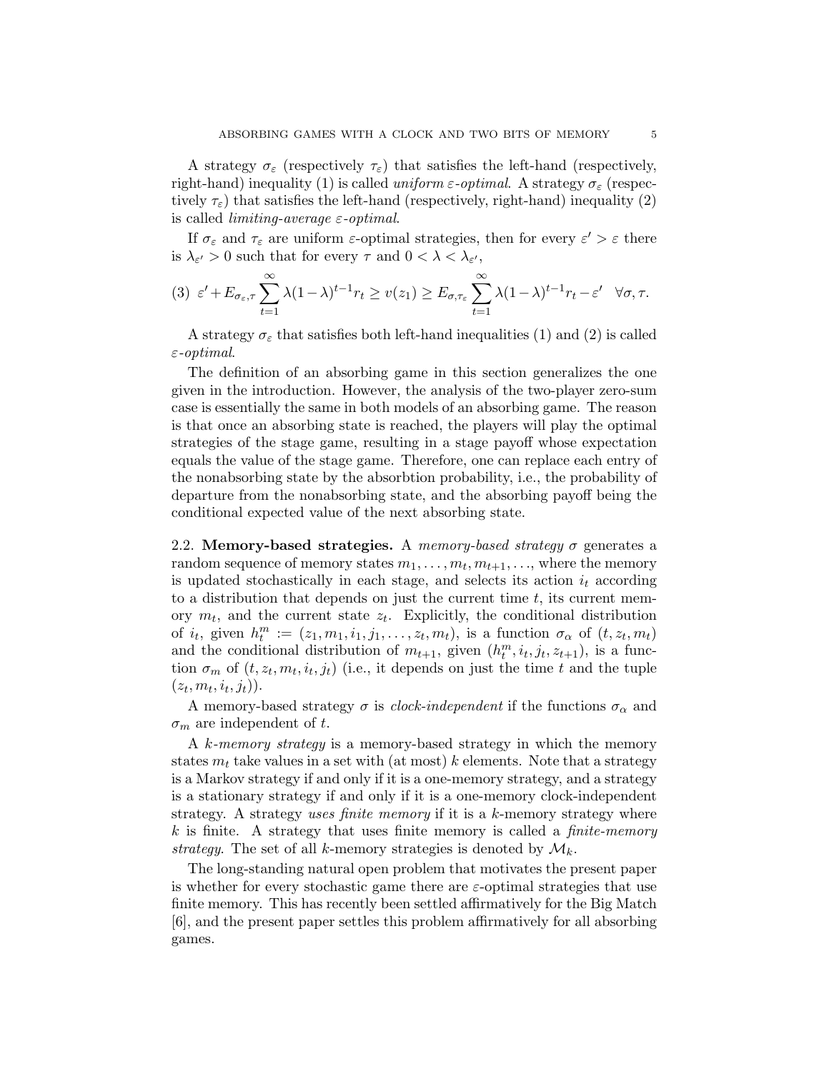A strategy $\sigma_\varepsilon$ (respectively $\tau_\varepsilon$) that satisfies the left-hand (respectively, right-hand) inequality (1) is called *uniform $\varepsilon$-optimal*. A strategy $\sigma_\varepsilon$ (respectively $\tau_\varepsilon$) that satisfies the left-hand (respectively, right-hand) inequality (2) is called *limiting-average $\varepsilon$-optimal*.

If $\sigma_\varepsilon$ and $\tau_\varepsilon$ are uniform $\varepsilon$-optimal strategies, then for every $\varepsilon' > \varepsilon$ there is $\lambda_{\varepsilon'} > 0$ such that for every $\tau$ and $0 < \lambda < \lambda_{\varepsilon'}$,

$$(3)\;\; \varepsilon' + E_{\sigma_\varepsilon,\tau} \sum_{t=1}^{\infty} \lambda(1-\lambda)^{t-1} r_t \geq v(z_1) \geq E_{\sigma,\tau_\varepsilon} \sum_{t=1}^{\infty} \lambda(1-\lambda)^{t-1} r_t - \varepsilon' \quad \forall \sigma, \tau.$$

A strategy $\sigma_\varepsilon$ that satisfies both left-hand inequalities (1) and (2) is called *$\varepsilon$-optimal*.

The definition of an absorbing game in this section generalizes the one given in the introduction. However, the analysis of the two-player zero-sum case is essentially the same in both models of an absorbing game. The reason is that once an absorbing state is reached, the players will play the optimal strategies of the stage game, resulting in a stage payoff whose expectation equals the value of the stage game. Therefore, one can replace each entry of the nonabsorbing state by the absorbtion probability, i.e., the probability of departure from the nonabsorbing state, and the absorbing payoff being the conditional expected value of the next absorbing state.

2.2. **Memory-based strategies.** A *memory-based strategy* $\sigma$ generates a random sequence of memory states $m_1, \ldots, m_t, m_{t+1}, \ldots$, where the memory is updated stochastically in each stage, and selects its action $i_t$ according to a distribution that depends on just the current time $t$, its current memory $m_t$, and the current state $z_t$. Explicitly, the conditional distribution of $i_t$, given $h_t^m := (z_1, m_1, i_1, j_1, \ldots, z_t, m_t)$, is a function $\sigma_\alpha$ of $(t, z_t, m_t)$ and the conditional distribution of $m_{t+1}$, given $(h_t^m, i_t, j_t, z_{t+1})$, is a function $\sigma_m$ of $(t, z_t, m_t, i_t, j_t)$ (i.e., it depends on just the time $t$ and the tuple $(z_t, m_t, i_t, j_t)$).

A memory-based strategy $\sigma$ is *clock-independent* if the functions $\sigma_\alpha$ and $\sigma_m$ are independent of $t$.

A *$k$-memory strategy* is a memory-based strategy in which the memory states $m_t$ take values in a set with (at most) $k$ elements. Note that a strategy is a Markov strategy if and only if it is a one-memory strategy, and a strategy is a stationary strategy if and only if it is a one-memory clock-independent strategy. A strategy *uses finite memory* if it is a $k$-memory strategy where $k$ is finite. A strategy that uses finite memory is called a *finite-memory strategy*. The set of all $k$-memory strategies is denoted by $\mathcal{M}_k$.

The long-standing natural open problem that motivates the present paper is whether for every stochastic game there are $\varepsilon$-optimal strategies that use finite memory. This has recently been settled affirmatively for the Big Match [6], and the present paper settles this problem affirmatively for all absorbing games.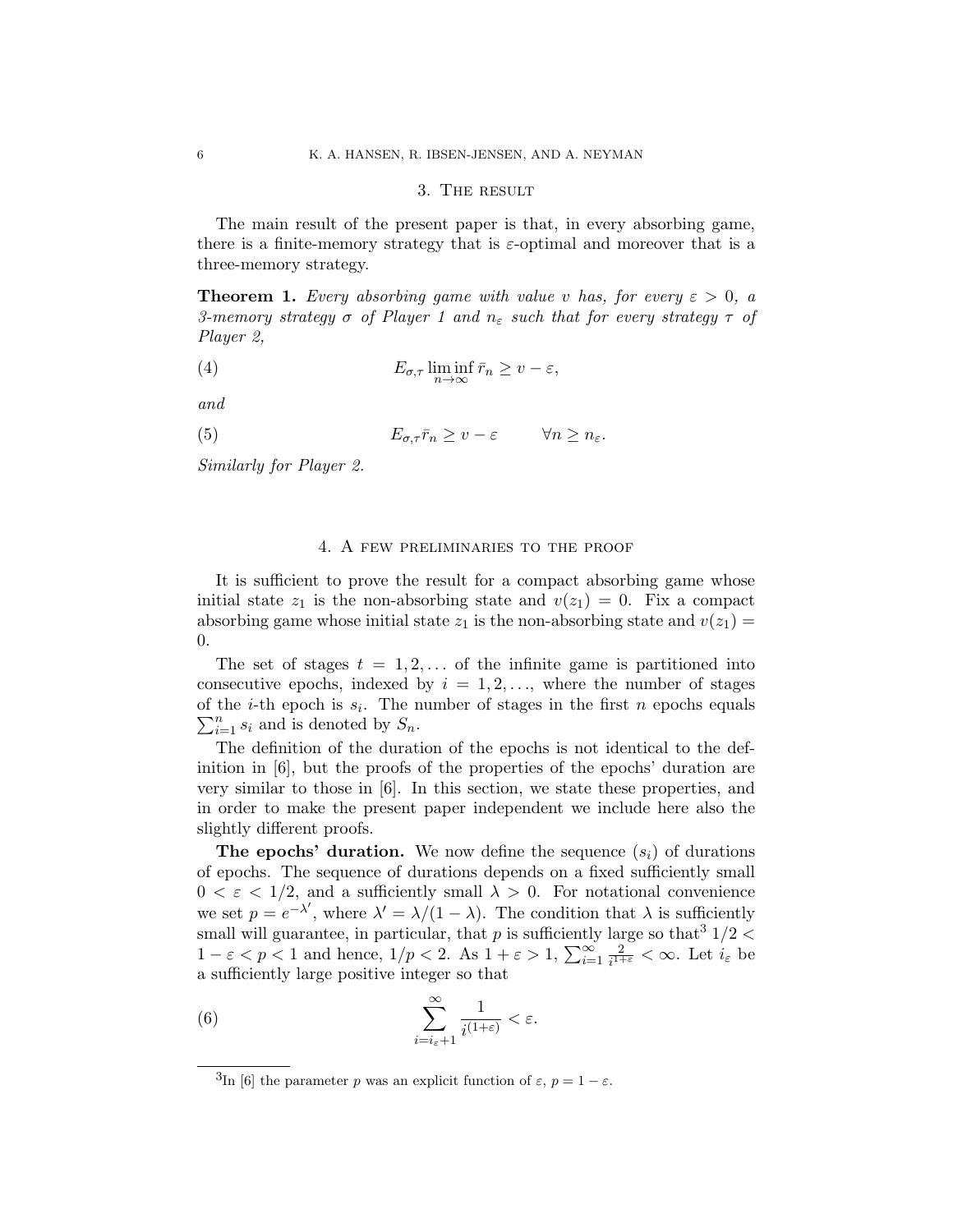## 3. The result

The main result of the present paper is that, in every absorbing game, there is a finite-memory strategy that is $\varepsilon$-optimal and moreover that is a three-memory strategy.

**Theorem 1.** *Every absorbing game with value $v$ has, for every $\varepsilon > 0$, a 3-memory strategy $\sigma$ of Player 1 and $n_\varepsilon$ such that for every strategy $\tau$ of Player 2,*

$$E_{\sigma,\tau} \liminf_{n\to\infty} \bar{r}_n \geq v - \varepsilon, \tag{4}$$

*and*

$$E_{\sigma,\tau} \bar{r}_n \geq v - \varepsilon \qquad \forall n \geq n_\varepsilon. \tag{5}$$

*Similarly for Player 2.*

## 4. A few preliminaries to the proof

It is sufficient to prove the result for a compact absorbing game whose initial state $z_1$ is the non-absorbing state and $v(z_1) = 0$. Fix a compact absorbing game whose initial state $z_1$ is the non-absorbing state and $v(z_1) = 0$.

The set of stages $t = 1, 2, \ldots$ of the infinite game is partitioned into consecutive epochs, indexed by $i = 1, 2, \ldots$, where the number of stages of the $i$-th epoch is $s_i$. The number of stages in the first $n$ epochs equals $\sum_{i=1}^{n} s_i$ and is denoted by $S_n$.

The definition of the duration of the epochs is not identical to the definition in [6], but the proofs of the properties of the epochs' duration are very similar to those in [6]. In this section, we state these properties, and in order to make the present paper independent we include here also the slightly different proofs.

**The epochs' duration.** We now define the sequence $(s_i)$ of durations of epochs. The sequence of durations depends on a fixed sufficiently small $0 < \varepsilon < 1/2$, and a sufficiently small $\lambda > 0$. For notational convenience we set $p = e^{-\lambda'}$, where $\lambda' = \lambda/(1-\lambda)$. The condition that $\lambda$ is sufficiently small will guarantee, in particular, that $p$ is sufficiently large so that[3] $1/2 < 1 - \varepsilon < p < 1$ and hence, $1/p < 2$. As $1 + \varepsilon > 1$, $\sum_{i=1}^{\infty} \frac{2}{i^{1+\varepsilon}} < \infty$. Let $i_\varepsilon$ be a sufficiently large positive integer so that

$$\sum_{i=i_\varepsilon+1}^{\infty} \frac{1}{i^{(1+\varepsilon)}} < \varepsilon. \tag{6}$$

[3] In [6] the parameter $p$ was an explicit function of $\varepsilon$, $p = 1 - \varepsilon$.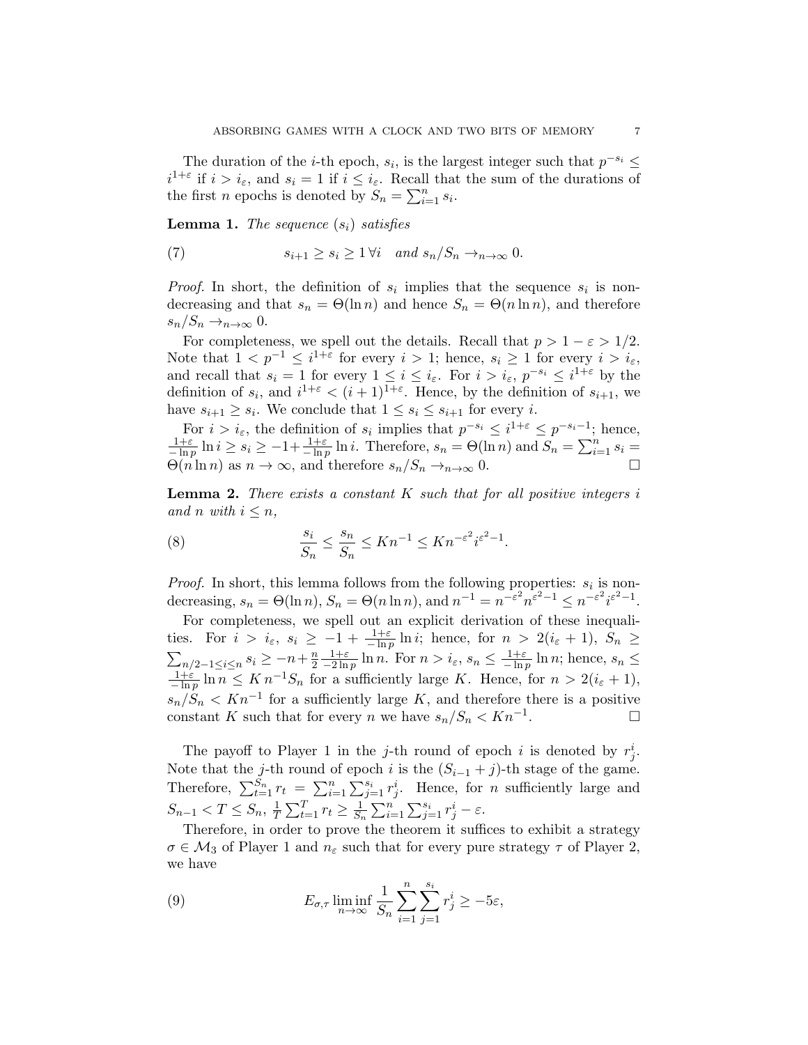The duration of the $i$-th epoch, $s_i$, is the largest integer such that $p^{-s_i} \leq i^{1+\varepsilon}$ if $i > i_\varepsilon$, and $s_i = 1$ if $i \leq i_\varepsilon$. Recall that the sum of the durations of the first $n$ epochs is denoted by $S_n = \sum_{i=1}^n s_i$.

**Lemma 1.** *The sequence $(s_i)$ satisfies*

$$s_{i+1} \geq s_i \geq 1 \, \forall i \quad \textit{and } s_n/S_n \to_{n\to\infty} 0. \tag{7}$$

*Proof.* In short, the definition of $s_i$ implies that the sequence $s_i$ is non-decreasing and that $s_n = \Theta(\ln n)$ and hence $S_n = \Theta(n \ln n)$, and therefore $s_n/S_n \to_{n\to\infty} 0$.

For completeness, we spell out the details. Recall that $p > 1 - \varepsilon > 1/2$. Note that $1 < p^{-1} \leq i^{1+\varepsilon}$ for every $i > 1$; hence, $s_i \geq 1$ for every $i > i_\varepsilon$, and recall that $s_i = 1$ for every $1 \leq i \leq i_\varepsilon$. For $i > i_\varepsilon$, $p^{-s_i} \leq i^{1+\varepsilon}$ by the definition of $s_i$, and $i^{1+\varepsilon} < (i+1)^{1+\varepsilon}$. Hence, by the definition of $s_{i+1}$, we have $s_{i+1} \geq s_i$. We conclude that $1 \leq s_i \leq s_{i+1}$ for every $i$.

For $i > i_\varepsilon$, the definition of $s_i$ implies that $p^{-s_i} \leq i^{1+\varepsilon} \leq p^{-s_i-1}$; hence, $\frac{1+\varepsilon}{-\ln p} \ln i \geq s_i \geq -1 + \frac{1+\varepsilon}{-\ln p} \ln i$. Therefore, $s_n = \Theta(\ln n)$ and $S_n = \sum_{i=1}^n s_i = \Theta(n \ln n)$ as $n \to \infty$, and therefore $s_n/S_n \to_{n\to\infty} 0$. $\square$

**Lemma 2.** *There exists a constant $K$ such that for all positive integers $i$ and $n$ with $i \leq n$,*

$$\frac{s_i}{S_n} \leq \frac{s_n}{S_n} \leq K n^{-1} \leq K n^{-\varepsilon^2} i^{\varepsilon^2 - 1}. \tag{8}$$

*Proof.* In short, this lemma follows from the following properties: $s_i$ is non-decreasing, $s_n = \Theta(\ln n)$, $S_n = \Theta(n \ln n)$, and $n^{-1} = n^{-\varepsilon^2} n^{\varepsilon^2 - 1} \leq n^{-\varepsilon^2} i^{\varepsilon^2 - 1}$.

For completeness, we spell out an explicit derivation of these inequalities. For $i > i_\varepsilon$, $s_i \geq -1 + \frac{1+\varepsilon}{-\ln p} \ln i$; hence, for $n > 2(i_\varepsilon + 1)$, $S_n \geq \sum_{n/2-1 \leq i \leq n} s_i \geq -n + \frac{n}{2} \frac{1+\varepsilon}{-2\ln p} \ln n$. For $n > i_\varepsilon$, $s_n \leq \frac{1+\varepsilon}{-\ln p} \ln n$; hence, $s_n \leq \frac{1+\varepsilon}{-\ln p} \ln n \leq K\, n^{-1} S_n$ for a sufficiently large $K$. Hence, for $n > 2(i_\varepsilon + 1)$, $s_n/S_n < K n^{-1}$ for a sufficiently large $K$, and therefore there is a positive constant $K$ such that for every $n$ we have $s_n/S_n < K n^{-1}$. $\square$

The payoff to Player 1 in the $j$-th round of epoch $i$ is denoted by $r_j^i$. Note that the $j$-th round of epoch $i$ is the $(S_{i-1} + j)$-th stage of the game. Therefore, $\sum_{t=1}^{S_n} r_t = \sum_{i=1}^n \sum_{j=1}^{s_i} r_j^i$. Hence, for $n$ sufficiently large and $S_{n-1} < T \leq S_n$, $\frac{1}{T} \sum_{t=1}^T r_t \geq \frac{1}{S_n} \sum_{i=1}^n \sum_{j=1}^{s_i} r_j^i - \varepsilon$.

Therefore, in order to prove the theorem it suffices to exhibit a strategy $\sigma \in \mathcal{M}_3$ of Player 1 and $n_\varepsilon$ such that for every pure strategy $\tau$ of Player 2, we have

$$E_{\sigma,\tau} \liminf_{n\to\infty} \frac{1}{S_n} \sum_{i=1}^n \sum_{j=1}^{s_i} r_j^i \geq -5\varepsilon, \tag{9}$$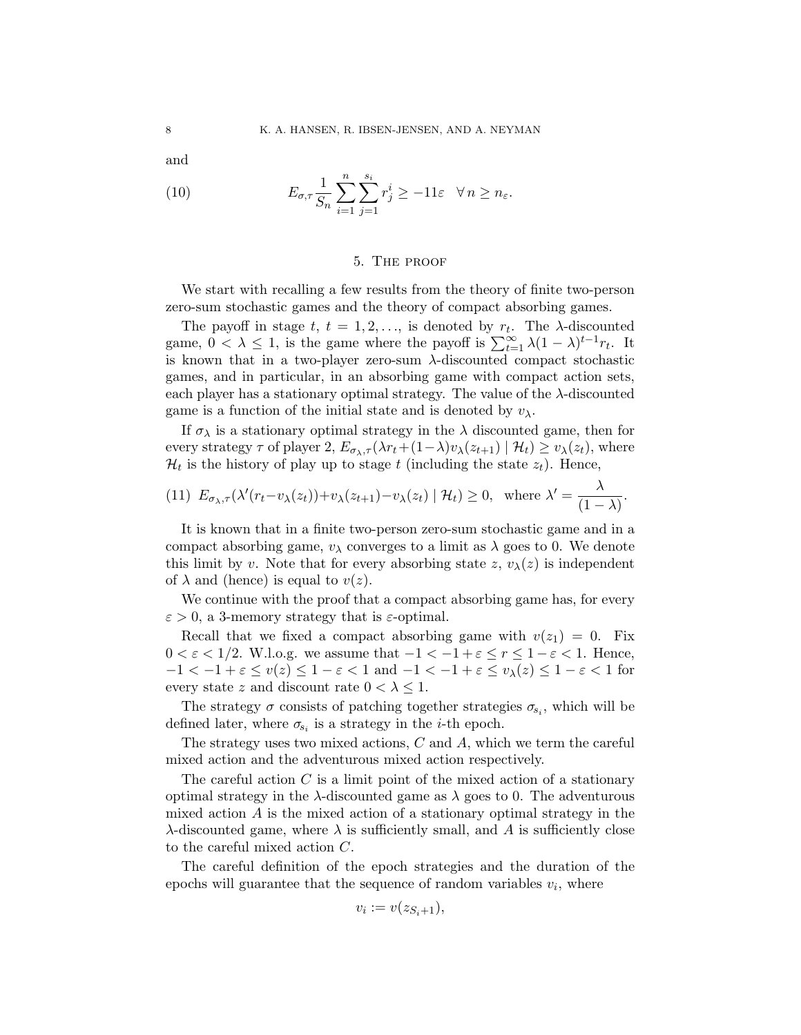and

$$E_{\sigma,\tau}\frac{1}{S_n}\sum_{i=1}^{n}\sum_{j=1}^{s_i} r_j^i \geq -11\varepsilon \quad \forall\, n \geq n_\varepsilon. \tag{10}$$

## 5. The proof

We start with recalling a few results from the theory of finite two-person zero-sum stochastic games and the theory of compact absorbing games.

The payoff in stage $t$, $t = 1, 2, \ldots$, is denoted by $r_t$. The $\lambda$-discounted game, $0 < \lambda \leq 1$, is the game where the payoff is $\sum_{t=1}^{\infty} \lambda(1-\lambda)^{t-1} r_t$. It is known that in a two-player zero-sum $\lambda$-discounted compact stochastic games, and in particular, in an absorbing game with compact action sets, each player has a stationary optimal strategy. The value of the $\lambda$-discounted game is a function of the initial state and is denoted by $v_\lambda$.

If $\sigma_\lambda$ is a stationary optimal strategy in the $\lambda$ discounted game, then for every strategy $\tau$ of player 2, $E_{\sigma_\lambda,\tau}(\lambda r_t + (1-\lambda) v_\lambda(z_{t+1}) \mid \mathcal{H}_t) \geq v_\lambda(z_t)$, where $\mathcal{H}_t$ is the history of play up to stage $t$ (including the state $z_t$). Hence,

$$E_{\sigma_\lambda,\tau}(\lambda'(r_t - v_\lambda(z_t)) + v_\lambda(z_{t+1}) - v_\lambda(z_t) \mid \mathcal{H}_t) \geq 0, \quad \text{where } \lambda' = \frac{\lambda}{(1-\lambda)}. \tag{11}$$

It is known that in a finite two-person zero-sum stochastic game and in a compact absorbing game, $v_\lambda$ converges to a limit as $\lambda$ goes to 0. We denote this limit by $v$. Note that for every absorbing state $z$, $v_\lambda(z)$ is independent of $\lambda$ and (hence) is equal to $v(z)$.

We continue with the proof that a compact absorbing game has, for every $\varepsilon > 0$, a 3-memory strategy that is $\varepsilon$-optimal.

Recall that we fixed a compact absorbing game with $v(z_1) = 0$. Fix $0 < \varepsilon < 1/2$. W.l.o.g. we assume that $-1 < -1 + \varepsilon \leq r \leq 1 - \varepsilon < 1$. Hence, $-1 < -1 + \varepsilon \leq v(z) \leq 1 - \varepsilon < 1$ and $-1 < -1 + \varepsilon \leq v_\lambda(z) \leq 1 - \varepsilon < 1$ for every state $z$ and discount rate $0 < \lambda \leq 1$.

The strategy $\sigma$ consists of patching together strategies $\sigma_{s_i}$, which will be defined later, where $\sigma_{s_i}$ is a strategy in the $i$-th epoch.

The strategy uses two mixed actions, $C$ and $A$, which we term the careful mixed action and the adventurous mixed action respectively.

The careful action $C$ is a limit point of the mixed action of a stationary optimal strategy in the $\lambda$-discounted game as $\lambda$ goes to 0. The adventurous mixed action $A$ is the mixed action of a stationary optimal strategy in the $\lambda$-discounted game, where $\lambda$ is sufficiently small, and $A$ is sufficiently close to the careful mixed action $C$.

The careful definition of the epoch strategies and the duration of the epochs will guarantee that the sequence of random variables $v_i$, where

$$v_i := v(z_{S_i+1}),$$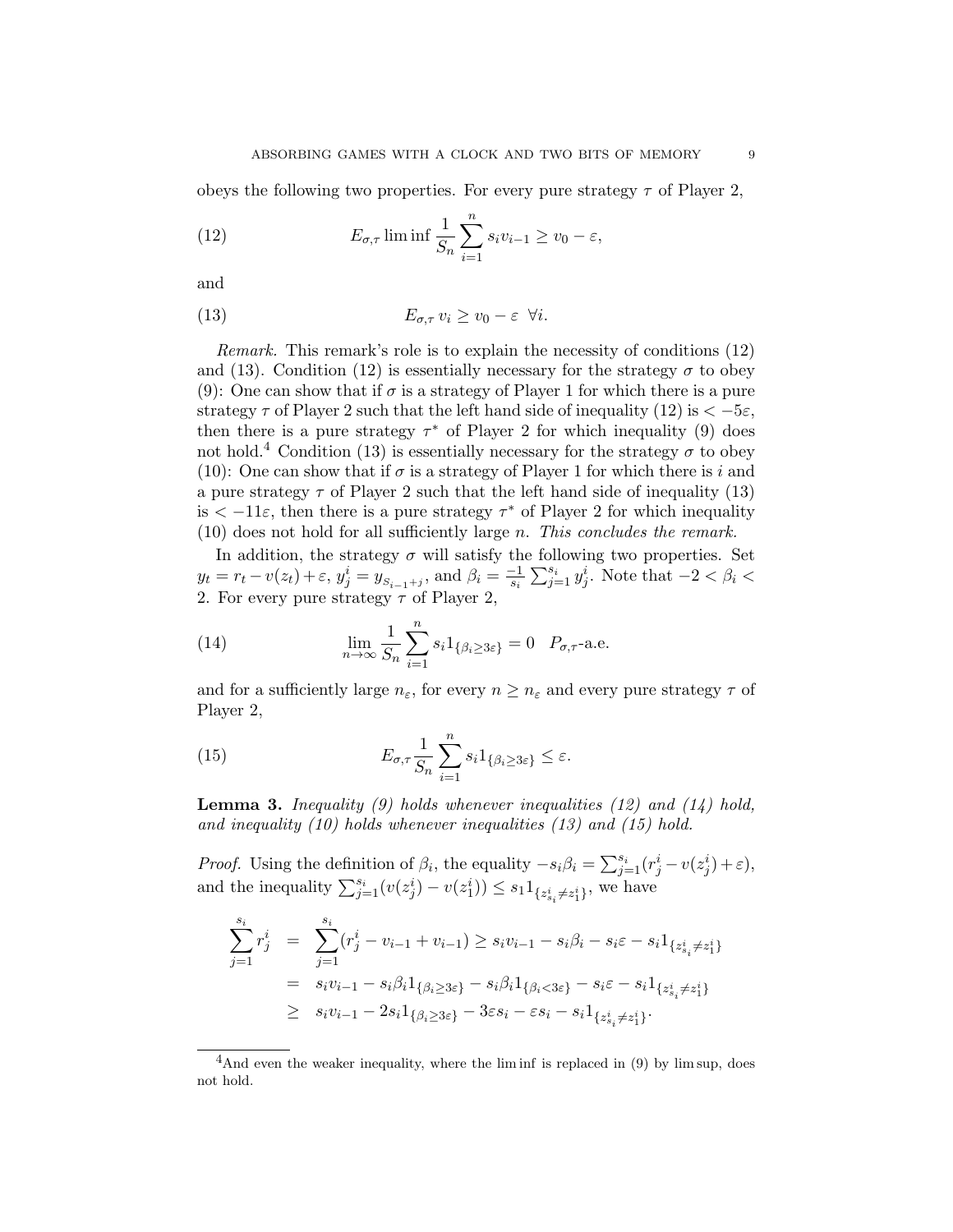obeys the following two properties. For every pure strategy $\tau$ of Player 2,

$$E_{\sigma,\tau} \liminf \frac{1}{S_n} \sum_{i=1}^{n} s_i v_{i-1} \geq v_0 - \varepsilon, \tag{12}$$

and

$$E_{\sigma,\tau}\, v_i \geq v_0 - \varepsilon \;\; \forall i. \tag{13}$$

*Remark.* This remark's role is to explain the necessity of conditions (12) and (13). Condition (12) is essentially necessary for the strategy $\sigma$ to obey (9): One can show that if $\sigma$ is a strategy of Player 1 for which there is a pure strategy $\tau$ of Player 2 such that the left hand side of inequality (12) is $< -5\varepsilon$, then there is a pure strategy $\tau^*$ of Player 2 for which inequality (9) does not hold.[4] Condition (13) is essentially necessary for the strategy $\sigma$ to obey (10): One can show that if $\sigma$ is a strategy of Player 1 for which there is $i$ and a pure strategy $\tau$ of Player 2 such that the left hand side of inequality (13) is $< -11\varepsilon$, then there is a pure strategy $\tau^*$ of Player 2 for which inequality (10) does not hold for all sufficiently large $n$. *This concludes the remark.*

In addition, the strategy $\sigma$ will satisfy the following two properties. Set $y_t = r_t - v(z_t) + \varepsilon$, $y_j^i = y_{S_{i-1}+j}$, and $\beta_i = \frac{-1}{s_i} \sum_{j=1}^{s_i} y_j^i$. Note that $-2 < \beta_i < 2$. For every pure strategy $\tau$ of Player 2,

$$\lim_{n\to\infty} \frac{1}{S_n} \sum_{i=1}^{n} s_i 1_{\{\beta_i \geq 3\varepsilon\}} = 0 \quad P_{\sigma,\tau}\text{-a.e.} \tag{14}$$

and for a sufficiently large $n_\varepsilon$, for every $n \geq n_\varepsilon$ and every pure strategy $\tau$ of Player 2,

$$E_{\sigma,\tau} \frac{1}{S_n} \sum_{i=1}^{n} s_i 1_{\{\beta_i \geq 3\varepsilon\}} \leq \varepsilon. \tag{15}$$

**Lemma 3.** *Inequality (9) holds whenever inequalities (12) and (14) hold, and inequality (10) holds whenever inequalities (13) and (15) hold.*

*Proof.* Using the definition of $\beta_i$, the equality $-s_i\beta_i = \sum_{j=1}^{s_i}(r_j^i - v(z_j^i) + \varepsilon)$, and the inequality $\sum_{j=1}^{s_i}(v(z_j^i) - v(z_1^i)) \leq s_i 1_{\{z_{s_i}^i \neq z_1^i\}}$, we have

$$\begin{aligned}
\sum_{j=1}^{s_i} r_j^i &= \sum_{j=1}^{s_i}(r_j^i - v_{i-1} + v_{i-1}) \geq s_i v_{i-1} - s_i\beta_i - s_i\varepsilon - s_i 1_{\{z_{s_i}^i \neq z_1^i\}} \\
&= s_i v_{i-1} - s_i\beta_i 1_{\{\beta_i \geq 3\varepsilon\}} - s_i\beta_i 1_{\{\beta_i < 3\varepsilon\}} - s_i\varepsilon - s_i 1_{\{z_{s_i}^i \neq z_1^i\}} \\
&\geq s_i v_{i-1} - 2s_i 1_{\{\beta_i \geq 3\varepsilon\}} - 3\varepsilon s_i - \varepsilon s_i - s_i 1_{\{z_{s_i}^i \neq z_1^i\}}.
\end{aligned}$$

[4] And even the weaker inequality, where the lim inf is replaced in (9) by lim sup, does not hold.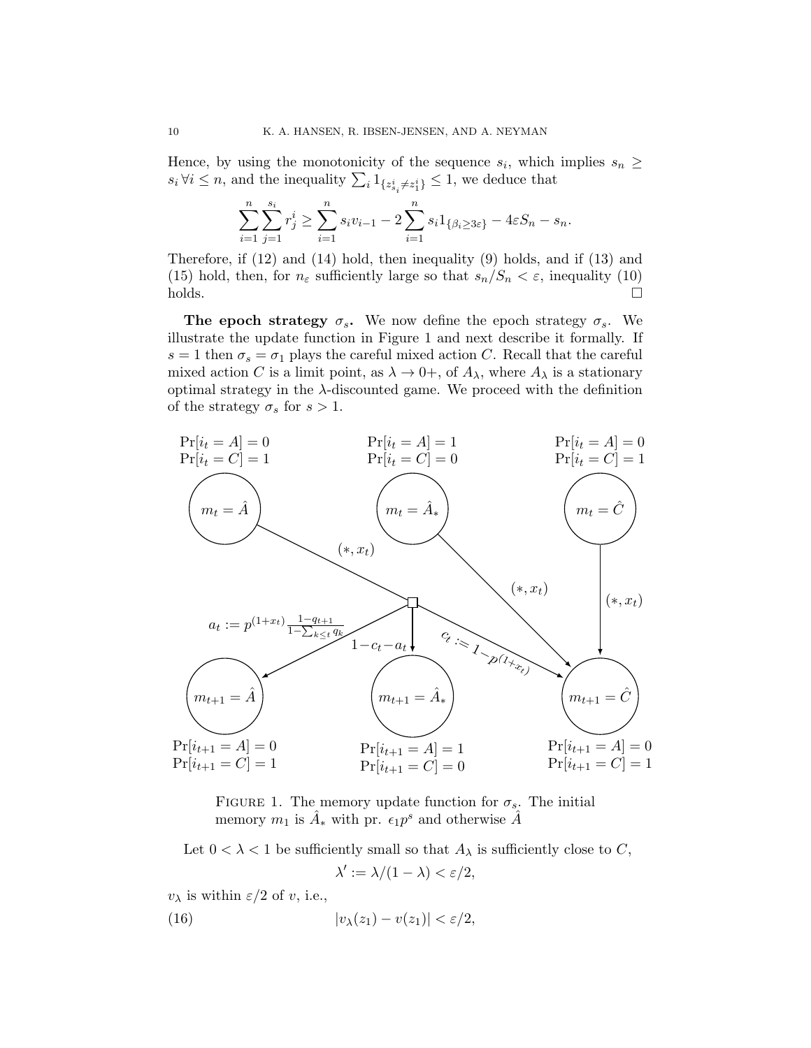Hence, by using the monotonicity of the sequence $s_i$, which implies $s_n \geq s_i \, \forall i \leq n$, and the inequality $\sum_i 1_{\{z^i_{s_i} \neq z^i_1\}} \leq 1$, we deduce that

$$\sum_{i=1}^{n} \sum_{j=1}^{s_i} r^i_j \geq \sum_{i=1}^{n} s_i v_{i-1} - 2 \sum_{i=1}^{n} s_i 1_{\{\beta_i \geq 3\varepsilon\}} - 4\varepsilon S_n - s_n.$$

Therefore, if (12) and (14) hold, then inequality (9) holds, and if (13) and (15) hold, then, for $n_\varepsilon$ sufficiently large so that $s_n/S_n < \varepsilon$, inequality (10) holds. □

**The epoch strategy $\sigma_s$.** We now define the epoch strategy $\sigma_s$. We illustrate the update function in Figure 1 and next describe it formally. If $s = 1$ then $\sigma_s = \sigma_1$ plays the careful mixed action $C$. Recall that the careful mixed action $C$ is a limit point, as $\lambda \to 0+$, of $A_\lambda$, where $A_\lambda$ is a stationary optimal strategy in the $\lambda$-discounted game. We proceed with the definition of the strategy $\sigma_s$ for $s > 1$.

FIGURE 1. The memory update function for $\sigma_s$. The initial memory $m_1$ is $\hat{A}_*$ with pr. $\epsilon_1 p^s$ and otherwise $\hat{A}$

Let $0 < \lambda < 1$ be sufficiently small so that $A_\lambda$ is sufficiently close to $C$,

$$\lambda' := \lambda/(1-\lambda) < \varepsilon/2,$$

$v_\lambda$ is within $\varepsilon/2$ of $v$, i.e.,

$$|v_\lambda(z_1) - v(z_1)| < \varepsilon/2, \tag{16}$$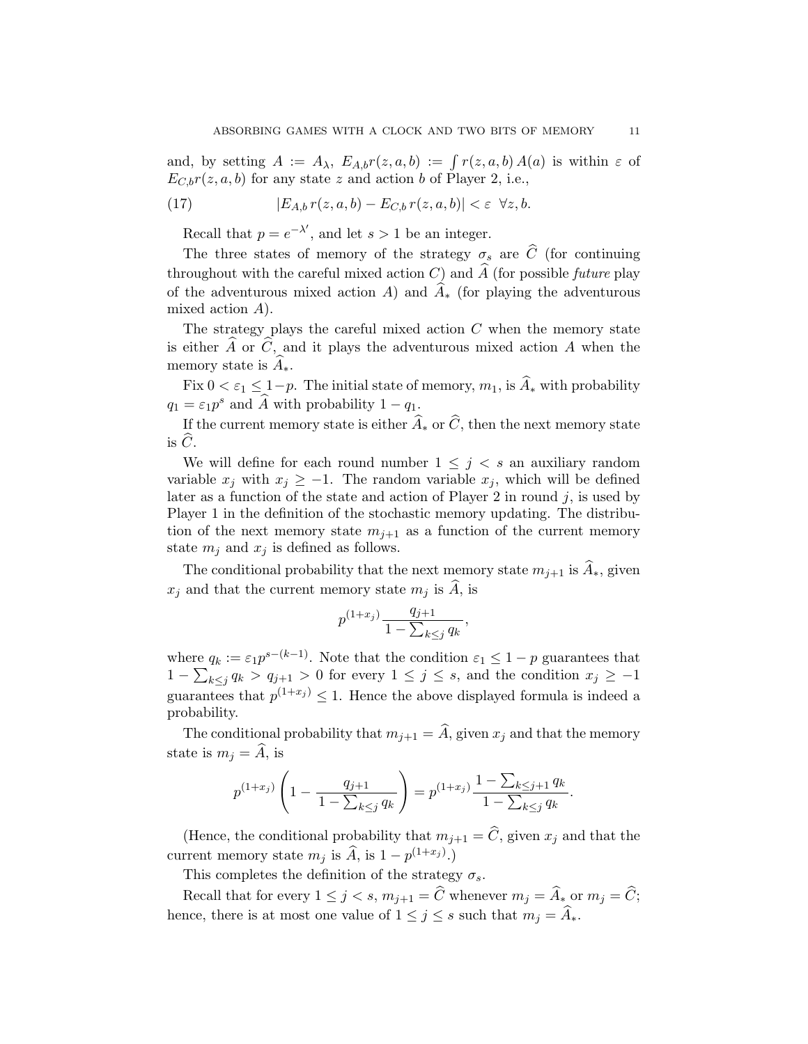and, by setting $A := A_\lambda$, $E_{A,b} r(z,a,b) := \int r(z,a,b)\, A(a)$ is within $\varepsilon$ of $E_{C,b} r(z,a,b)$ for any state $z$ and action $b$ of Player 2, i.e.,

$$|E_{A,b}\, r(z,a,b) - E_{C,b}\, r(z,a,b)| < \varepsilon \ \ \forall z, b. \tag{17}$$

Recall that $p = e^{-\lambda'}$, and let $s > 1$ be an integer.

The three states of memory of the strategy $\sigma_s$ are $\widehat{C}$ (for continuing throughout with the careful mixed action $C$) and $\widehat{A}$ (for possible *future* play of the adventurous mixed action $A$) and $\widehat{A}_*$ (for playing the adventurous mixed action $A$).

The strategy plays the careful mixed action $C$ when the memory state is either $\widehat{A}$ or $\widehat{C}$, and it plays the adventurous mixed action $A$ when the memory state is $\widehat{A}_*$.

Fix $0 < \varepsilon_1 \leq 1 - p$. The initial state of memory, $m_1$, is $\widehat{A}_*$ with probability $q_1 = \varepsilon_1 p^s$ and $\widehat{A}$ with probability $1 - q_1$.

If the current memory state is either $\widehat{A}_*$ or $\widehat{C}$, then the next memory state is $\widehat{C}$.

We will define for each round number $1 \leq j < s$ an auxiliary random variable $x_j$ with $x_j \geq -1$. The random variable $x_j$, which will be defined later as a function of the state and action of Player 2 in round $j$, is used by Player 1 in the definition of the stochastic memory updating. The distribution of the next memory state $m_{j+1}$ as a function of the current memory state $m_j$ and $x_j$ is defined as follows.

The conditional probability that the next memory state $m_{j+1}$ is $\widehat{A}_*$, given $x_j$ and that the current memory state $m_j$ is $\widehat{A}$, is

$$p^{(1+x_j)} \frac{q_{j+1}}{1 - \sum_{k \leq j} q_k},$$

where $q_k := \varepsilon_1 p^{s-(k-1)}$. Note that the condition $\varepsilon_1 \leq 1 - p$ guarantees that $1 - \sum_{k \leq j} q_k > q_{j+1} > 0$ for every $1 \leq j \leq s$, and the condition $x_j \geq -1$ guarantees that $p^{(1+x_j)} \leq 1$. Hence the above displayed formula is indeed a probability.

The conditional probability that $m_{j+1} = \widehat{A}$, given $x_j$ and that the memory state is $m_j = \widehat{A}$, is

$$p^{(1+x_j)} \left(1 - \frac{q_{j+1}}{1 - \sum_{k \leq j} q_k}\right) = p^{(1+x_j)} \frac{1 - \sum_{k \leq j+1} q_k}{1 - \sum_{k \leq j} q_k}.$$

(Hence, the conditional probability that $m_{j+1} = \widehat{C}$, given $x_j$ and that the current memory state $m_j$ is $\widehat{A}$, is $1 - p^{(1+x_j)}$.)

This completes the definition of the strategy $\sigma_s$.

Recall that for every $1 \leq j < s$, $m_{j+1} = \widehat{C}$ whenever $m_j = \widehat{A}_*$ or $m_j = \widehat{C}$; hence, there is at most one value of $1 \leq j \leq s$ such that $m_j = \widehat{A}_*$.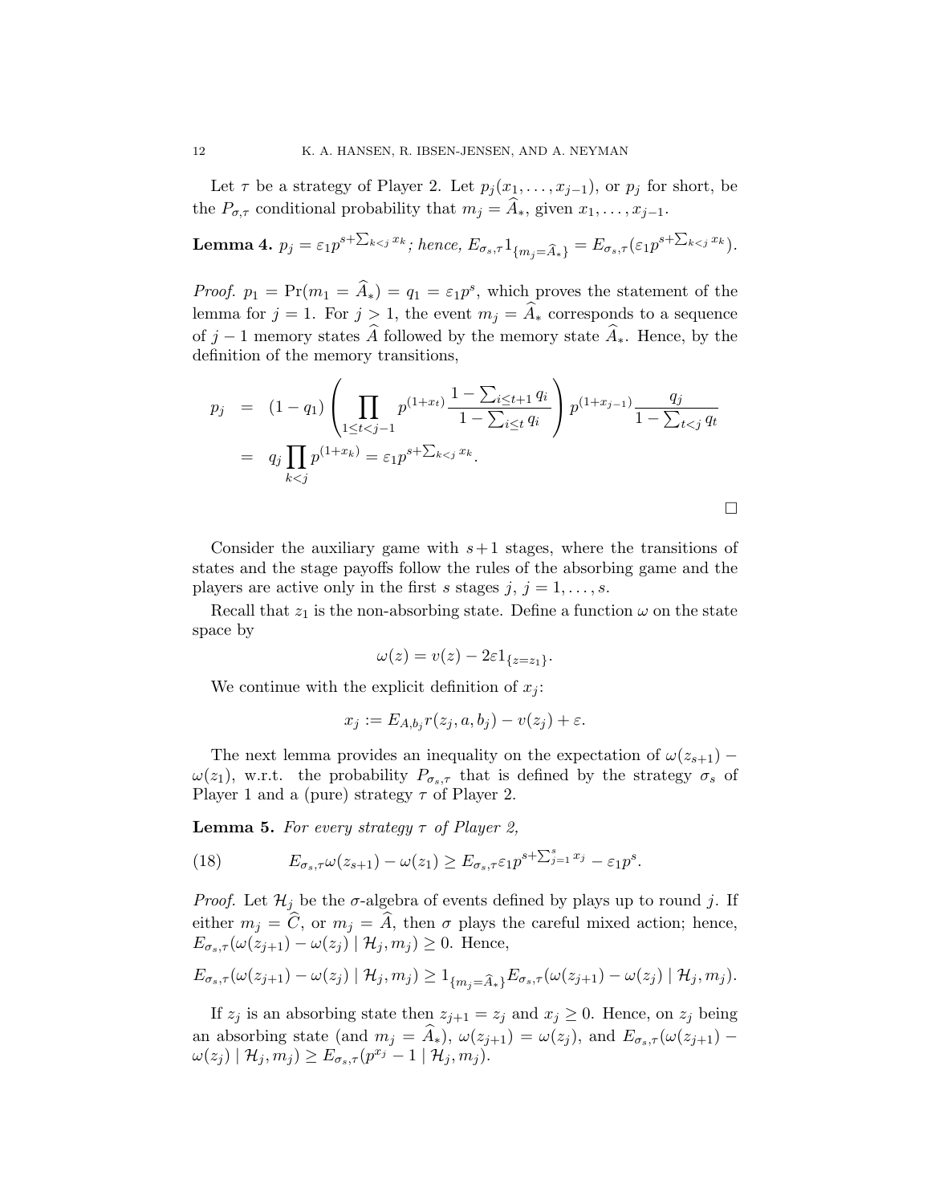Let $\tau$ be a strategy of Player 2. Let $p_j(x_1, \ldots, x_{j-1})$, or $p_j$ for short, be the $P_{\sigma,\tau}$ conditional probability that $m_j = \widehat{A}_*$, given $x_1, \ldots, x_{j-1}$.

**Lemma 4.** *$p_j = \varepsilon_1 p^{s+\sum_{k<j} x_k}$; hence, $E_{\sigma_s,\tau} 1_{\{m_j = \widehat{A}_*\}} = E_{\sigma_s,\tau}(\varepsilon_1 p^{s+\sum_{k<j} x_k})$.*

*Proof.* $p_1 = \Pr(m_1 = \widehat{A}_*) = q_1 = \varepsilon_1 p^s$, which proves the statement of the lemma for $j = 1$. For $j > 1$, the event $m_j = \widehat{A}_*$ corresponds to a sequence of $j-1$ memory states $\widehat{A}$ followed by the memory state $\widehat{A}_*$. Hence, by the definition of the memory transitions,

$$
\begin{aligned}
p_j &= (1 - q_1) \left( \prod_{1 \le t < j-1} p^{(1+x_t)} \frac{1 - \sum_{i \le t+1} q_i}{1 - \sum_{i \le t} q_i} \right) p^{(1+x_{j-1})} \frac{q_j}{1 - \sum_{t<j} q_t} \\
&= q_j \prod_{k<j} p^{(1+x_k)} = \varepsilon_1 p^{s+\sum_{k<j} x_k}.
\end{aligned}
$$

$\square$

Consider the auxiliary game with $s+1$ stages, where the transitions of states and the stage payoffs follow the rules of the absorbing game and the players are active only in the first $s$ stages $j$, $j = 1, \ldots, s$.

Recall that $z_1$ is the non-absorbing state. Define a function $\omega$ on the state space by

$$
\omega(z) = v(z) - 2\varepsilon 1_{\{z = z_1\}}.
$$

We continue with the explicit definition of $x_j$:

$$
x_j := E_{A,b_j} r(z_j, a, b_j) - v(z_j) + \varepsilon.
$$

The next lemma provides an inequality on the expectation of $\omega(z_{s+1}) - \omega(z_1)$, w.r.t. the probability $P_{\sigma_s,\tau}$ that is defined by the strategy $\sigma_s$ of Player 1 and a (pure) strategy $\tau$ of Player 2.

**Lemma 5.** *For every strategy $\tau$ of Player 2,*

$$
E_{\sigma_s,\tau} \omega(z_{s+1}) - \omega(z_1) \ge E_{\sigma_s,\tau} \varepsilon_1 p^{s+\sum_{j=1}^{s} x_j} - \varepsilon_1 p^s. \tag{18}
$$

*Proof.* Let $\mathcal{H}_j$ be the $\sigma$-algebra of events defined by plays up to round $j$. If either $m_j = \widehat{C}$, or $m_j = \widehat{A}$, then $\sigma$ plays the careful mixed action; hence, $E_{\sigma_s,\tau}(\omega(z_{j+1}) - \omega(z_j) \mid \mathcal{H}_j, m_j) \ge 0$. Hence,

$$
E_{\sigma_s,\tau}(\omega(z_{j+1}) - \omega(z_j) \mid \mathcal{H}_j, m_j) \ge 1_{\{m_j = \widehat{A}_*\}} E_{\sigma_s,\tau}(\omega(z_{j+1}) - \omega(z_j) \mid \mathcal{H}_j, m_j).
$$

If $z_j$ is an absorbing state then $z_{j+1} = z_j$ and $x_j \ge 0$. Hence, on $z_j$ being an absorbing state (and $m_j = \widehat{A}_*$), $\omega(z_{j+1}) = \omega(z_j)$, and $E_{\sigma_s,\tau}(\omega(z_{j+1}) - \omega(z_j) \mid \mathcal{H}_j, m_j) \ge E_{\sigma_s,\tau}(p^{x_j} - 1 \mid \mathcal{H}_j, m_j)$.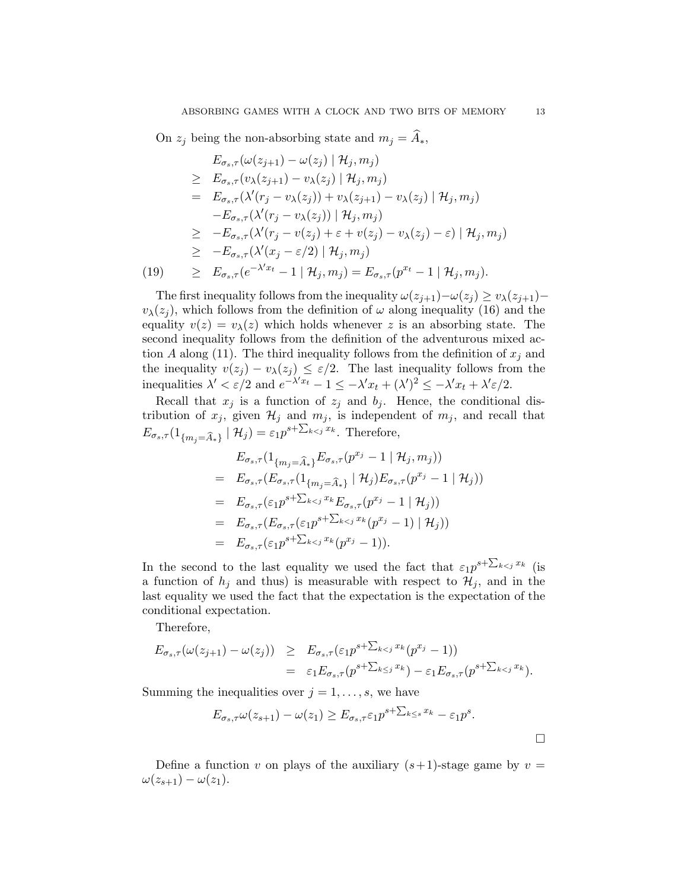On $z_j$ being the non-absorbing state and $m_j = \widehat{A}_*$,

$$
\begin{aligned}
& E_{\sigma_s,\tau}(\omega(z_{j+1}) - \omega(z_j) \mid \mathcal{H}_j, m_j) \\
\geq\ & E_{\sigma_s,\tau}(v_\lambda(z_{j+1}) - v_\lambda(z_j) \mid \mathcal{H}_j, m_j) \\
=\ & E_{\sigma_s,\tau}(\lambda'(r_j - v_\lambda(z_j)) + v_\lambda(z_{j+1}) - v_\lambda(z_j) \mid \mathcal{H}_j, m_j) \\
& - E_{\sigma_s,\tau}(\lambda'(r_j - v_\lambda(z_j)) \mid \mathcal{H}_j, m_j) \\
\geq\ & -E_{\sigma_s,\tau}(\lambda'(r_j - v(z_j) + \varepsilon + v(z_j) - v_\lambda(z_j) - \varepsilon) \mid \mathcal{H}_j, m_j) \\
\geq\ & -E_{\sigma_s,\tau}(\lambda'(x_j - \varepsilon/2) \mid \mathcal{H}_j, m_j) \\
\geq\ & E_{\sigma_s,\tau}(e^{-\lambda' x_t} - 1 \mid \mathcal{H}_j, m_j) = E_{\sigma_s,\tau}(p^{x_t} - 1 \mid \mathcal{H}_j, m_j).
\end{aligned}
\tag{19}
$$

The first inequality follows from the inequality $\omega(z_{j+1}) - \omega(z_j) \geq v_\lambda(z_{j+1}) - v_\lambda(z_j)$, which follows from the definition of $\omega$ along inequality (16) and the equality $v(z) = v_\lambda(z)$ which holds whenever $z$ is an absorbing state. The second inequality follows from the definition of the adventurous mixed action $A$ along (11). The third inequality follows from the definition of $x_j$ and the inequality $v(z_j) - v_\lambda(z_j) \leq \varepsilon/2$. The last inequality follows from the inequalities $\lambda' < \varepsilon/2$ and $e^{-\lambda' x_t} - 1 \leq -\lambda' x_t + (\lambda')^2 \leq -\lambda' x_t + \lambda' \varepsilon/2$.

Recall that $x_j$ is a function of $z_j$ and $b_j$. Hence, the conditional distribution of $x_j$, given $\mathcal{H}_j$ and $m_j$, is independent of $m_j$, and recall that $E_{\sigma_s,\tau}(1_{\{m_j = \widehat{A}_*\}} \mid \mathcal{H}_j) = \varepsilon_1 p^{s + \sum_{k<j} x_k}$. Therefore,

$$
\begin{aligned}
& E_{\sigma_s,\tau}(1_{\{m_j = \widehat{A}_*\}} E_{\sigma_s,\tau}(p^{x_j} - 1 \mid \mathcal{H}_j, m_j)) \\
=\ & E_{\sigma_s,\tau}(E_{\sigma_s,\tau}(1_{\{m_j = \widehat{A}_*\}} \mid \mathcal{H}_j) E_{\sigma_s,\tau}(p^{x_j} - 1 \mid \mathcal{H}_j)) \\
=\ & E_{\sigma_s,\tau}(\varepsilon_1 p^{s + \sum_{k<j} x_k} E_{\sigma_s,\tau}(p^{x_j} - 1 \mid \mathcal{H}_j)) \\
=\ & E_{\sigma_s,\tau}(E_{\sigma_s,\tau}(\varepsilon_1 p^{s + \sum_{k<j} x_k}(p^{x_j} - 1) \mid \mathcal{H}_j)) \\
=\ & E_{\sigma_s,\tau}(\varepsilon_1 p^{s + \sum_{k<j} x_k}(p^{x_j} - 1)).
\end{aligned}
$$

In the second to the last equality we used the fact that $\varepsilon_1 p^{s + \sum_{k<j} x_k}$ (is a function of $h_j$ and thus) is measurable with respect to $\mathcal{H}_j$, and in the last equality we used the fact that the expectation is the expectation of the conditional expectation.

Therefore,

$$
\begin{aligned}
E_{\sigma_s,\tau}(\omega(z_{j+1}) - \omega(z_j)) &\geq E_{\sigma_s,\tau}(\varepsilon_1 p^{s + \sum_{k<j} x_k}(p^{x_j} - 1)) \\
&= \varepsilon_1 E_{\sigma_s,\tau}(p^{s + \sum_{k \leq j} x_k}) - \varepsilon_1 E_{\sigma_s,\tau}(p^{s + \sum_{k<j} x_k}).
\end{aligned}
$$

Summing the inequalities over $j = 1, \ldots, s$, we have

$$
E_{\sigma_s,\tau}\omega(z_{s+1}) - \omega(z_1) \geq E_{\sigma_s,\tau}\varepsilon_1 p^{s + \sum_{k \leq s} x_k} - \varepsilon_1 p^s.
$$

$\square$

Define a function $v$ on plays of the auxiliary $(s+1)$-stage game by $v = \omega(z_{s+1}) - \omega(z_1)$.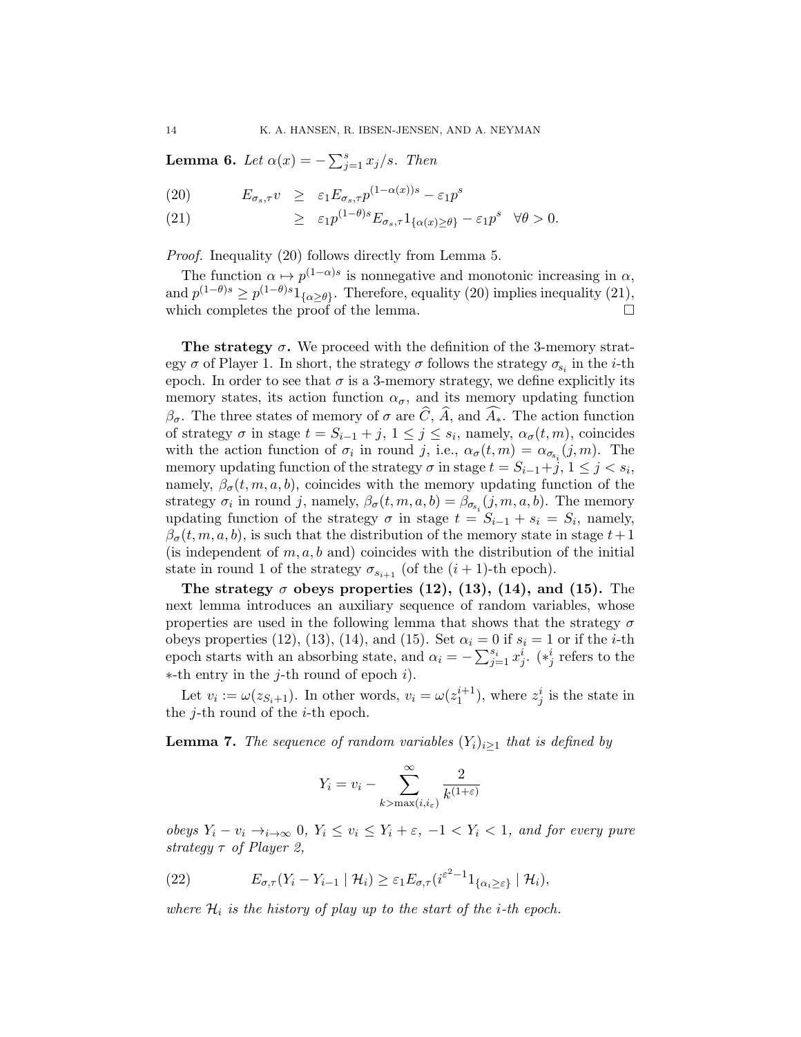**Lemma 6.** *Let $\alpha(x) = -\sum_{j=1}^{s} x_j/s$. Then*

$$
\begin{aligned}
(20) \qquad E_{\sigma_s,\tau} v &\geq \varepsilon_1 E_{\sigma_s,\tau} p^{(1-\alpha(x))s} - \varepsilon_1 p^s \\
(21) \qquad &\geq \varepsilon_1 p^{(1-\theta)s} E_{\sigma_s,\tau} 1_{\{\alpha(x)\geq\theta\}} - \varepsilon_1 p^s \quad \forall \theta > 0.
\end{aligned}
$$

*Proof.* Inequality (20) follows directly from Lemma 5.

The function $\alpha \mapsto p^{(1-\alpha)s}$ is nonnegative and monotonic increasing in $\alpha$, and $p^{(1-\theta)s} \geq p^{(1-\theta)s} 1_{\{\alpha\geq\theta\}}$. Therefore, equality (20) implies inequality (21), which completes the proof of the lemma. □

**The strategy $\sigma$.** We proceed with the definition of the 3-memory strategy $\sigma$ of Player 1. In short, the strategy $\sigma$ follows the strategy $\sigma_{s_i}$ in the $i$-th epoch. In order to see that $\sigma$ is a 3-memory strategy, we define explicitly its memory states, its action function $\alpha_\sigma$, and its memory updating function $\beta_\sigma$. The three states of memory of $\sigma$ are $\widehat{C}$, $\widehat{A}$, and $\widehat{A_*}$. The action function of strategy $\sigma$ in stage $t = S_{i-1} + j$, $1 \leq j \leq s_i$, namely, $\alpha_\sigma(t, m)$, coincides with the action function of $\sigma_i$ in round $j$, i.e., $\alpha_\sigma(t, m) = \alpha_{\sigma_{s_i}}(j, m)$. The memory updating function of the strategy $\sigma$ in stage $t = S_{i-1}+j$, $1 \leq j < s_i$, namely, $\beta_\sigma(t, m, a, b)$, coincides with the memory updating function of the strategy $\sigma_i$ in round $j$, namely, $\beta_\sigma(t, m, a, b) = \beta_{\sigma_{s_i}}(j, m, a, b)$. The memory updating function of the strategy $\sigma$ in stage $t = S_{i-1} + s_i = S_i$, namely, $\beta_\sigma(t, m, a, b)$, is such that the distribution of the memory state in stage $t+1$ (is independent of $m, a, b$ and) coincides with the distribution of the initial state in round 1 of the strategy $\sigma_{s_{i+1}}$ (of the $(i + 1)$-th epoch).

**The strategy $\sigma$ obeys properties (12), (13), (14), and (15).** The next lemma introduces an auxiliary sequence of random variables, whose properties are used in the following lemma that shows that the strategy $\sigma$ obeys properties (12), (13), (14), and (15). Set $\alpha_i = 0$ if $s_i = 1$ or if the $i$-th epoch starts with an absorbing state, and $\alpha_i = -\sum_{j=1}^{s_i} x_j^i$. ($*_j^i$ refers to the $*$-th entry in the $j$-th round of epoch $i$).

Let $v_i := \omega(z_{S_i+1})$. In other words, $v_i = \omega(z_1^{i+1})$, where $z_j^i$ is the state in the $j$-th round of the $i$-th epoch.

**Lemma 7.** *The sequence of random variables $(Y_i)_{i\geq1}$ that is defined by*

$$
Y_i = v_i - \sum_{k>\max(i,i_\varepsilon)}^{\infty} \frac{2}{k^{(1+\varepsilon)}}
$$

*obeys $Y_i - v_i \to_{i\to\infty} 0$, $Y_i \leq v_i \leq Y_i + \varepsilon$, $-1 < Y_i < 1$, and for every pure strategy $\tau$ of Player 2,*

$$
(22) \qquad E_{\sigma,\tau}(Y_i - Y_{i-1} \mid \mathcal{H}_i) \geq \varepsilon_1 E_{\sigma,\tau}(i^{\varepsilon^2-1} 1_{\{\alpha_i\geq\varepsilon\}} \mid \mathcal{H}_i),
$$

*where $\mathcal{H}_i$ is the history of play up to the start of the $i$-th epoch.*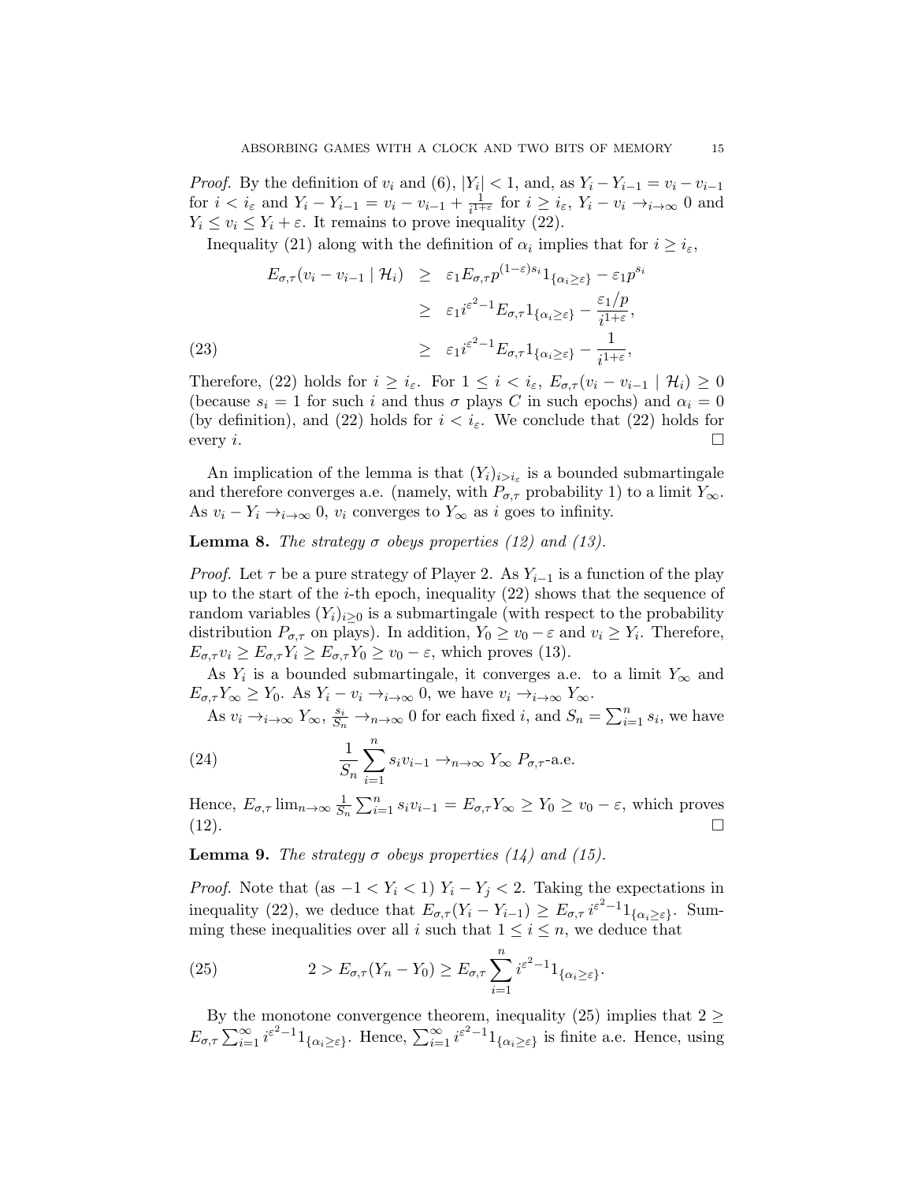*Proof.* By the definition of $v_i$ and (6), $|Y_i| < 1$, and, as $Y_i - Y_{i-1} = v_i - v_{i-1}$ for $i < i_\varepsilon$ and $Y_i - Y_{i-1} = v_i - v_{i-1} + \frac{1}{i^{1+\varepsilon}}$ for $i \geq i_\varepsilon$, $Y_i - v_i \to_{i\to\infty} 0$ and $Y_i \leq v_i \leq Y_i + \varepsilon$. It remains to prove inequality (22).

Inequality (21) along with the definition of $\alpha_i$ implies that for $i \geq i_\varepsilon$,

$$
\begin{aligned}
E_{\sigma,\tau}(v_i - v_{i-1} \mid \mathcal{H}_i) &\geq \varepsilon_1 E_{\sigma,\tau} p^{(1-\varepsilon)s_i} 1_{\{\alpha_i \geq \varepsilon\}} - \varepsilon_1 p^{s_i} \\
&\geq \varepsilon_1 i^{\varepsilon^2 - 1} E_{\sigma,\tau} 1_{\{\alpha_i \geq \varepsilon\}} - \frac{\varepsilon_1 / p}{i^{1+\varepsilon}}, \\
&\geq \varepsilon_1 i^{\varepsilon^2 - 1} E_{\sigma,\tau} 1_{\{\alpha_i \geq \varepsilon\}} - \frac{1}{i^{1+\varepsilon}}, \qquad (23)
\end{aligned}
$$

Therefore, (22) holds for $i \geq i_\varepsilon$. For $1 \leq i < i_\varepsilon$, $E_{\sigma,\tau}(v_i - v_{i-1} \mid \mathcal{H}_i) \geq 0$ (because $s_i = 1$ for such $i$ and thus $\sigma$ plays $C$ in such epochs) and $\alpha_i = 0$ (by definition), and (22) holds for $i < i_\varepsilon$. We conclude that (22) holds for every $i$. $\square$

An implication of the lemma is that $(Y_i)_{i > i_\varepsilon}$ is a bounded submartingale and therefore converges a.e. (namely, with $P_{\sigma,\tau}$ probability 1) to a limit $Y_\infty$. As $v_i - Y_i \to_{i\to\infty} 0$, $v_i$ converges to $Y_\infty$ as $i$ goes to infinity.

**Lemma 8.** *The strategy $\sigma$ obeys properties (12) and (13).*

*Proof.* Let $\tau$ be a pure strategy of Player 2. As $Y_{i-1}$ is a function of the play up to the start of the $i$-th epoch, inequality (22) shows that the sequence of random variables $(Y_i)_{i\geq 0}$ is a submartingale (with respect to the probability distribution $P_{\sigma,\tau}$ on plays). In addition, $Y_0 \geq v_0 - \varepsilon$ and $v_i \geq Y_i$. Therefore, $E_{\sigma,\tau} v_i \geq E_{\sigma,\tau} Y_i \geq E_{\sigma,\tau} Y_0 \geq v_0 - \varepsilon$, which proves (13).

As $Y_i$ is a bounded submartingale, it converges a.e. to a limit $Y_\infty$ and $E_{\sigma,\tau} Y_\infty \geq Y_0$. As $Y_i - v_i \to_{i\to\infty} 0$, we have $v_i \to_{i\to\infty} Y_\infty$.

As $v_i \to_{i\to\infty} Y_\infty$, $\frac{s_i}{S_n} \to_{n\to\infty} 0$ for each fixed $i$, and $S_n = \sum_{i=1}^n s_i$, we have

$$
\frac{1}{S_n} \sum_{i=1}^{n} s_i v_{i-1} \to_{n\to\infty} Y_\infty \ P_{\sigma,\tau}\text{-a.e.} \qquad (24)
$$

Hence, $E_{\sigma,\tau} \lim_{n\to\infty} \frac{1}{S_n} \sum_{i=1}^n s_i v_{i-1} = E_{\sigma,\tau} Y_\infty \geq Y_0 \geq v_0 - \varepsilon$, which proves (12). $\square$

**Lemma 9.** *The strategy $\sigma$ obeys properties (14) and (15).*

*Proof.* Note that (as $-1 < Y_i < 1$) $Y_i - Y_j < 2$. Taking the expectations in inequality (22), we deduce that $E_{\sigma,\tau}(Y_i - Y_{i-1}) \geq E_{\sigma,\tau}\, i^{\varepsilon^2-1} 1_{\{\alpha_i \geq \varepsilon\}}$. Summing these inequalities over all $i$ such that $1 \leq i \leq n$, we deduce that

$$
2 > E_{\sigma,\tau}(Y_n - Y_0) \geq E_{\sigma,\tau} \sum_{i=1}^{n} i^{\varepsilon^2-1} 1_{\{\alpha_i \geq \varepsilon\}}. \qquad (25)
$$

By the monotone convergence theorem, inequality (25) implies that $2 \geq E_{\sigma,\tau} \sum_{i=1}^{\infty} i^{\varepsilon^2-1} 1_{\{\alpha_i \geq \varepsilon\}}$. Hence, $\sum_{i=1}^{\infty} i^{\varepsilon^2-1} 1_{\{\alpha_i \geq \varepsilon\}}$ is finite a.e. Hence, using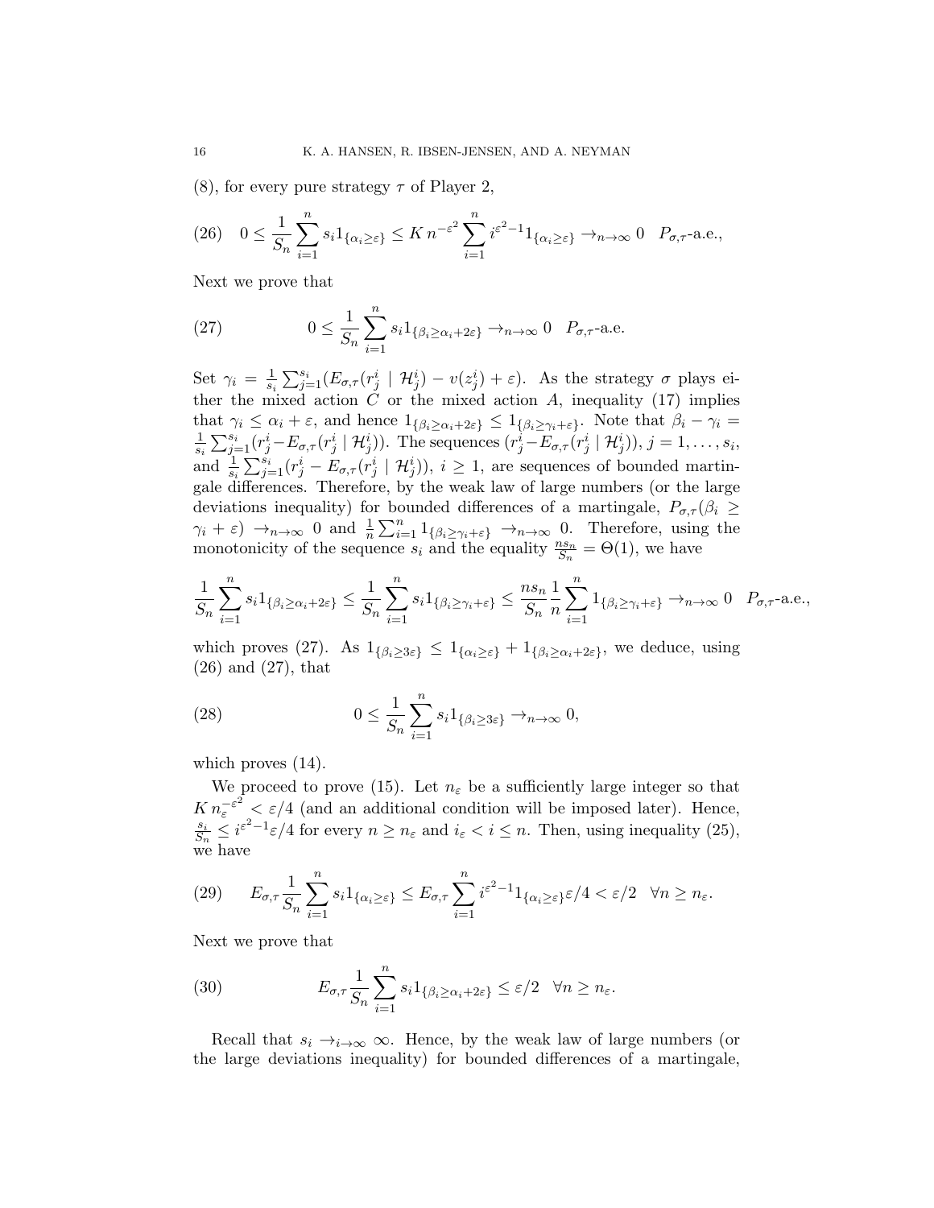(8), for every pure strategy $\tau$ of Player 2,

$$
(26) \quad 0 \leq \frac{1}{S_n} \sum_{i=1}^{n} s_i 1_{\{\alpha_i \geq \varepsilon\}} \leq K\, n^{-\varepsilon^2} \sum_{i=1}^{n} i^{\varepsilon^2 - 1} 1_{\{\alpha_i \geq \varepsilon\}} \to_{n\to\infty} 0 \quad P_{\sigma,\tau}\text{-a.e.},
$$

Next we prove that

$$
(27) \qquad 0 \leq \frac{1}{S_n} \sum_{i=1}^{n} s_i 1_{\{\beta_i \geq \alpha_i + 2\varepsilon\}} \to_{n\to\infty} 0 \quad P_{\sigma,\tau}\text{-a.e.}
$$

Set $\gamma_i = \frac{1}{s_i} \sum_{j=1}^{s_i} (E_{\sigma,\tau}(r^i_j \mid \mathcal{H}^i_j) - v(z^i_j) + \varepsilon)$. As the strategy $\sigma$ plays either the mixed action $C$ or the mixed action $A$, inequality (17) implies that $\gamma_i \leq \alpha_i + \varepsilon$, and hence $1_{\{\beta_i \geq \alpha_i + 2\varepsilon\}} \leq 1_{\{\beta_i \geq \gamma_i + \varepsilon\}}$. Note that $\beta_i - \gamma_i = \frac{1}{s_i} \sum_{j=1}^{s_i} (r^i_j - E_{\sigma,\tau}(r^i_j \mid \mathcal{H}^i_j))$. The sequences $(r^i_j - E_{\sigma,\tau}(r^i_j \mid \mathcal{H}^i_j))$, $j = 1, \ldots, s_i$, and $\frac{1}{s_i} \sum_{j=1}^{s_i} (r^i_j - E_{\sigma,\tau}(r^i_j \mid \mathcal{H}^i_j))$, $i \geq 1$, are sequences of bounded martingale differences. Therefore, by the weak law of large numbers (or the large deviations inequality) for bounded differences of a martingale, $P_{\sigma,\tau}(\beta_i \geq \gamma_i + \varepsilon) \to_{n\to\infty} 0$ and $\frac{1}{n} \sum_{i=1}^{n} 1_{\{\beta_i \geq \gamma_i + \varepsilon\}} \to_{n\to\infty} 0$. Therefore, using the monotonicity of the sequence $s_i$ and the equality $\frac{n s_n}{S_n} = \Theta(1)$, we have

$$
\frac{1}{S_n} \sum_{i=1}^{n} s_i 1_{\{\beta_i \geq \alpha_i + 2\varepsilon\}} \leq \frac{1}{S_n} \sum_{i=1}^{n} s_i 1_{\{\beta_i \geq \gamma_i + \varepsilon\}} \leq \frac{n s_n}{S_n} \frac{1}{n} \sum_{i=1}^{n} 1_{\{\beta_i \geq \gamma_i + \varepsilon\}} \to_{n\to\infty} 0 \quad P_{\sigma,\tau}\text{-a.e.},
$$

which proves (27). As $1_{\{\beta_i \geq 3\varepsilon\}} \leq 1_{\{\alpha_i \geq \varepsilon\}} + 1_{\{\beta_i \geq \alpha_i + 2\varepsilon\}}$, we deduce, using (26) and (27), that

$$
(28) \qquad 0 \leq \frac{1}{S_n} \sum_{i=1}^{n} s_i 1_{\{\beta_i \geq 3\varepsilon\}} \to_{n\to\infty} 0,
$$

which proves (14).

We proceed to prove (15). Let $n_\varepsilon$ be a sufficiently large integer so that $K\, n_\varepsilon^{-\varepsilon^2} < \varepsilon/4$ (and an additional condition will be imposed later). Hence, $\frac{s_i}{S_n} \leq i^{\varepsilon^2 - 1} \varepsilon/4$ for every $n \geq n_\varepsilon$ and $i_\varepsilon < i \leq n$. Then, using inequality (25), we have

$$
(29) \quad E_{\sigma,\tau} \frac{1}{S_n} \sum_{i=1}^{n} s_i 1_{\{\alpha_i \geq \varepsilon\}} \leq E_{\sigma,\tau} \sum_{i=1}^{n} i^{\varepsilon^2 - 1} 1_{\{\alpha_i \geq \varepsilon\}} \varepsilon/4 < \varepsilon/2 \quad \forall n \geq n_\varepsilon.
$$

Next we prove that

$$
(30) \qquad E_{\sigma,\tau} \frac{1}{S_n} \sum_{i=1}^{n} s_i 1_{\{\beta_i \geq \alpha_i + 2\varepsilon\}} \leq \varepsilon/2 \quad \forall n \geq n_\varepsilon.
$$

Recall that $s_i \to_{i\to\infty} \infty$. Hence, by the weak law of large numbers (or the large deviations inequality) for bounded differences of a martingale,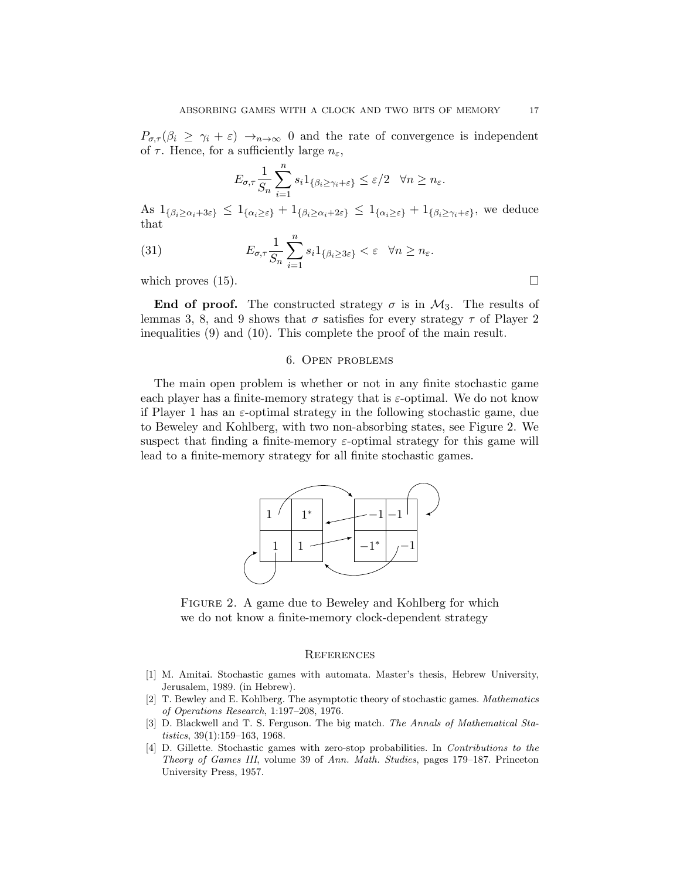$P_{\sigma,\tau}(\beta_i \geq \gamma_i + \varepsilon) \to_{n\to\infty} 0$ and the rate of convergence is independent of $\tau$. Hence, for a sufficiently large $n_\varepsilon$,

$$E_{\sigma,\tau} \frac{1}{S_n} \sum_{i=1}^{n} s_i 1_{\{\beta_i \geq \gamma_i + \varepsilon\}} \leq \varepsilon/2 \quad \forall n \geq n_\varepsilon.$$

As $1_{\{\beta_i \geq \alpha_i + 3\varepsilon\}} \leq 1_{\{\alpha_i \geq \varepsilon\}} + 1_{\{\beta_i \geq \alpha_i + 2\varepsilon\}} \leq 1_{\{\alpha_i \geq \varepsilon\}} + 1_{\{\beta_i \geq \gamma_i + \varepsilon\}}$, we deduce that

$$E_{\sigma,\tau} \frac{1}{S_n} \sum_{i=1}^{n} s_i 1_{\{\beta_i \geq 3\varepsilon\}} < \varepsilon \quad \forall n \geq n_\varepsilon. \tag{31}$$

which proves (15). $\square$

**End of proof.** The constructed strategy $\sigma$ is in $\mathcal{M}_3$. The results of lemmas 3, 8, and 9 shows that $\sigma$ satisfies for every strategy $\tau$ of Player 2 inequalities (9) and (10). This complete the proof of the main result.

## 6. Open problems

The main open problem is whether or not in any finite stochastic game each player has a finite-memory strategy that is $\varepsilon$-optimal. We do not know if Player 1 has an $\varepsilon$-optimal strategy in the following stochastic game, due to Beweley and Kohlberg, with two non-absorbing states, see Figure 2. We suspect that finding a finite-memory $\varepsilon$-optimal strategy for this game will lead to a finite-memory strategy for all finite stochastic games.

| 1 | $1^*$ |
|---|---|
| 1 | 1 |

| $-1$ | $-1$ |
|---|---|
| $-1^*$ | $-1$ |

Figure 2. A game due to Beweley and Kohlberg for which we do not know a finite-memory clock-dependent strategy

## References

[1] M. Amitai. Stochastic games with automata. Master's thesis, Hebrew University, Jerusalem, 1989. (in Hebrew).

[2] T. Bewley and E. Kohlberg. The asymptotic theory of stochastic games. *Mathematics of Operations Research*, 1:197–208, 1976.

[3] D. Blackwell and T. S. Ferguson. The big match. *The Annals of Mathematical Statistics*, 39(1):159–163, 1968.

[4] D. Gillette. Stochastic games with zero-stop probabilities. In *Contributions to the Theory of Games III*, volume 39 of *Ann. Math. Studies*, pages 179–187. Princeton University Press, 1957.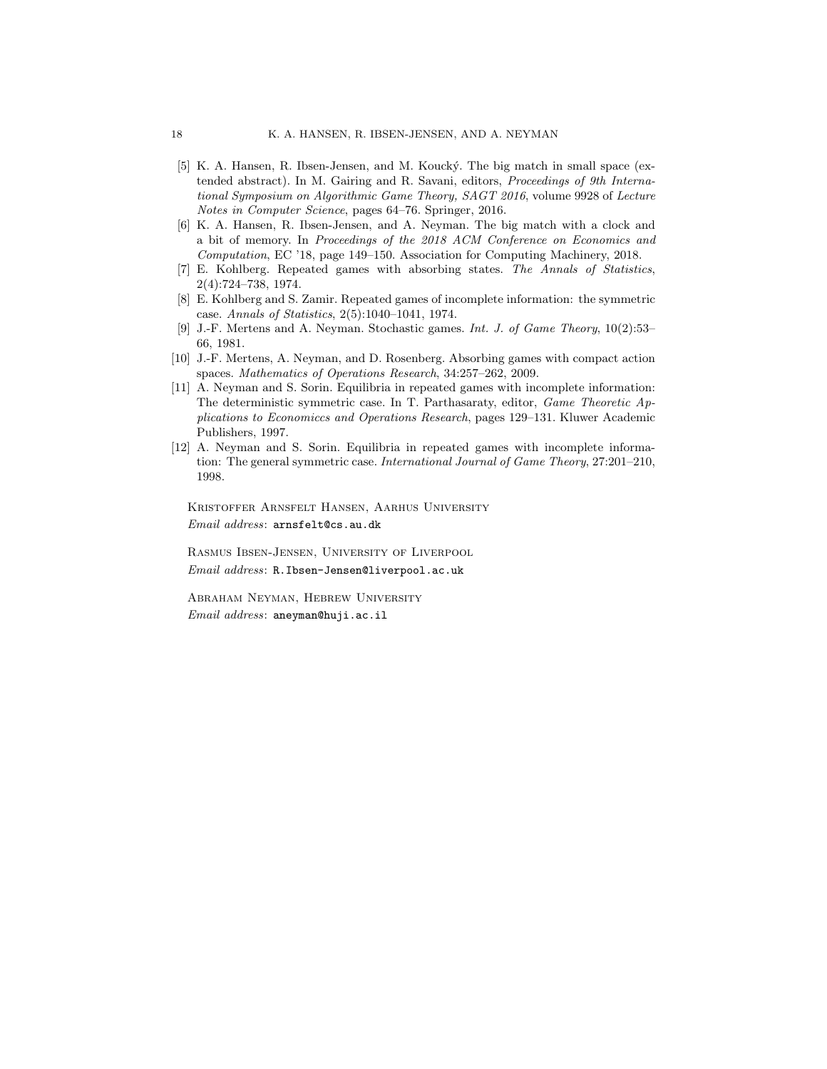[5] K. A. Hansen, R. Ibsen-Jensen, and M. Koucký. The big match in small space (extended abstract). In M. Gairing and R. Savani, editors, *Proceedings of 9th International Symposium on Algorithmic Game Theory, SAGT 2016*, volume 9928 of *Lecture Notes in Computer Science*, pages 64–76. Springer, 2016.

[6] K. A. Hansen, R. Ibsen-Jensen, and A. Neyman. The big match with a clock and a bit of memory. In *Proceedings of the 2018 ACM Conference on Economics and Computation*, EC '18, page 149–150. Association for Computing Machinery, 2018.

[7] E. Kohlberg. Repeated games with absorbing states. *The Annals of Statistics*, 2(4):724–738, 1974.

[8] E. Kohlberg and S. Zamir. Repeated games of incomplete information: the symmetric case. *Annals of Statistics*, 2(5):1040–1041, 1974.

[9] J.-F. Mertens and A. Neyman. Stochastic games. *Int. J. of Game Theory*, 10(2):53–66, 1981.

[10] J.-F. Mertens, A. Neyman, and D. Rosenberg. Absorbing games with compact action spaces. *Mathematics of Operations Research*, 34:257–262, 2009.

[11] A. Neyman and S. Sorin. Equilibria in repeated games with incomplete information: The deterministic symmetric case. In T. Parthasaraty, editor, *Game Theoretic Applications to Economiccs and Operations Research*, pages 129–131. Kluwer Academic Publishers, 1997.

[12] A. Neyman and S. Sorin. Equilibria in repeated games with incomplete information: The general symmetric case. *International Journal of Game Theory*, 27:201–210, 1998.

Kristoffer Arnsfelt Hansen, Aarhus University
*Email address*: arnsfelt@cs.au.dk

Rasmus Ibsen-Jensen, University of Liverpool
*Email address*: R.Ibsen-Jensen@liverpool.ac.uk

Abraham Neyman, Hebrew University
*Email address*: aneyman@huji.ac.il